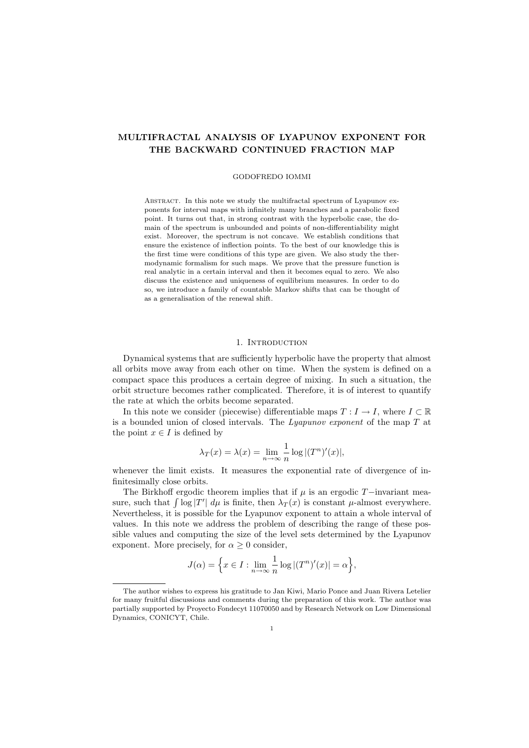# MULTIFRACTAL ANALYSIS OF LYAPUNOV EXPONENT FOR THE BACKWARD CONTINUED FRACTION MAP

GODOFREDO IOMMI

Abstract. In this note we study the multifractal spectrum of Lyapunov exponents for interval maps with infinitely many branches and a parabolic fixed point. It turns out that, in strong contrast with the hyperbolic case, the domain of the spectrum is unbounded and points of non-differentiability might exist. Moreover, the spectrum is not concave. We establish conditions that ensure the existence of inflection points. To the best of our knowledge this is the first time were conditions of this type are given. We also study the thermodynamic formalism for such maps. We prove that the pressure function is real analytic in a certain interval and then it becomes equal to zero. We also discuss the existence and uniqueness of equilibrium measures. In order to do so, we introduce a family of countable Markov shifts that can be thought of as a generalisation of the renewal shift.

## 1. Introduction

Dynamical systems that are sufficiently hyperbolic have the property that almost all orbits move away from each other on time. When the system is defined on a compact space this produces a certain degree of mixing. In such a situation, the orbit structure becomes rather complicated. Therefore, it is of interest to quantify the rate at which the orbits become separated.

In this note we consider (piecewise) differentiable maps $T : I \to I$, where $I \subset \mathbb{R}$ is a bounded union of closed intervals. The *Lyapunov exponent* of the map $T$ at the point $x \in I$ is defined by

$$\lambda_T(x) = \lambda(x) = \lim_{n \to \infty} \frac{1}{n} \log |(T^n)'(x)|,$$

whenever the limit exists. It measures the exponential rate of divergence of infinitesimally close orbits.

The Birkhoff ergodic theorem implies that if $\mu$ is an ergodic $T-$invariant measure, such that $\int \log |T'| \, d\mu$ is finite, then $\lambda_T(x)$ is constant $\mu$-almost everywhere. Nevertheless, it is possible for the Lyapunov exponent to attain a whole interval of values. In this note we address the problem of describing the range of these possible values and computing the size of the level sets determined by the Lyapunov exponent. More precisely, for $\alpha \geq 0$ consider,

$$J(\alpha) = \Big\{ x \in I : \lim_{n \to \infty} \frac{1}{n} \log |(T^n)'(x)| = \alpha \Big\},$$

---

The author wishes to express his gratitude to Jan Kiwi, Mario Ponce and Juan Rivera Letelier for many fruitful discussions and comments during the preparation of this work. The author was partially supported by Proyecto Fondecyt 11070050 and by Research Network on Low Dimensional Dynamics, CONICYT, Chile.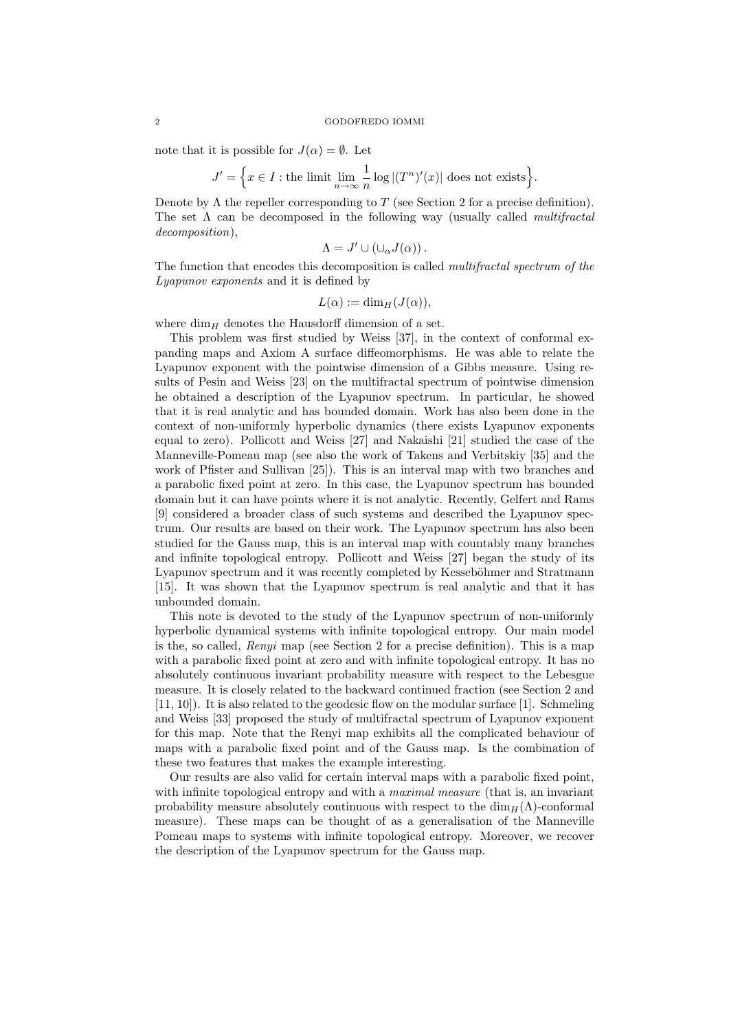note that it is possible for $J(\alpha) = \emptyset$. Let

$$J' = \Big\{ x \in I : \text{the limit} \lim_{n \to \infty} \frac{1}{n} \log |(T^n)'(x)| \text{ does not exists} \Big\}.$$

Denote by $\Lambda$ the repeller corresponding to $T$ (see Section 2 for a precise definition). The set $\Lambda$ can be decomposed in the following way (usually called *multifractal decomposition*),

$$\Lambda = J' \cup (\cup_\alpha J(\alpha)) .$$

The function that encodes this decomposition is called *multifractal spectrum of the Lyapunov exponents* and it is defined by

$$L(\alpha) := \dim_H(J(\alpha)),$$

where $\dim_H$ denotes the Hausdorff dimension of a set.

This problem was first studied by Weiss [37], in the context of conformal expanding maps and Axiom A surface diffeomorphisms. He was able to relate the Lyapunov exponent with the pointwise dimension of a Gibbs measure. Using results of Pesin and Weiss [23] on the multifractal spectrum of pointwise dimension he obtained a description of the Lyapunov spectrum. In particular, he showed that it is real analytic and has bounded domain. Work has also been done in the context of non-uniformly hyperbolic dynamics (there exists Lyapunov exponents equal to zero). Pollicott and Weiss [27] and Nakaishi [21] studied the case of the Manneville-Pomeau map (see also the work of Takens and Verbitskiy [35] and the work of Pfister and Sullivan [25]). This is an interval map with two branches and a parabolic fixed point at zero. In this case, the Lyapunov spectrum has bounded domain but it can have points where it is not analytic. Recently, Gelfert and Rams [9] considered a broader class of such systems and described the Lyapunov spectrum. Our results are based on their work. The Lyapunov spectrum has also been studied for the Gauss map, this is an interval map with countably many branches and infinite topological entropy. Pollicott and Weiss [27] began the study of its Lyapunov spectrum and it was recently completed by Kesseböhmer and Stratmann [15]. It was shown that the Lyapunov spectrum is real analytic and that it has unbounded domain.

This note is devoted to the study of the Lyapunov spectrum of non-uniformly hyperbolic dynamical systems with infinite topological entropy. Our main model is the, so called, *Renyi* map (see Section 2 for a precise definition). This is a map with a parabolic fixed point at zero and with infinite topological entropy. It has no absolutely continuous invariant probability measure with respect to the Lebesgue measure. It is closely related to the backward continued fraction (see Section 2 and [11, 10]). It is also related to the geodesic flow on the modular surface [1]. Schmeling and Weiss [33] proposed the study of multifractal spectrum of Lyapunov exponent for this map. Note that the Renyi map exhibits all the complicated behaviour of maps with a parabolic fixed point and of the Gauss map. Is the combination of these two features that makes the example interesting.

Our results are also valid for certain interval maps with a parabolic fixed point, with infinite topological entropy and with a *maximal measure* (that is, an invariant probability measure absolutely continuous with respect to the $\dim_H(\Lambda)$-conformal measure). These maps can be thought of as a generalisation of the Manneville Pomeau maps to systems with infinite topological entropy. Moreover, we recover the description of the Lyapunov spectrum for the Gauss map.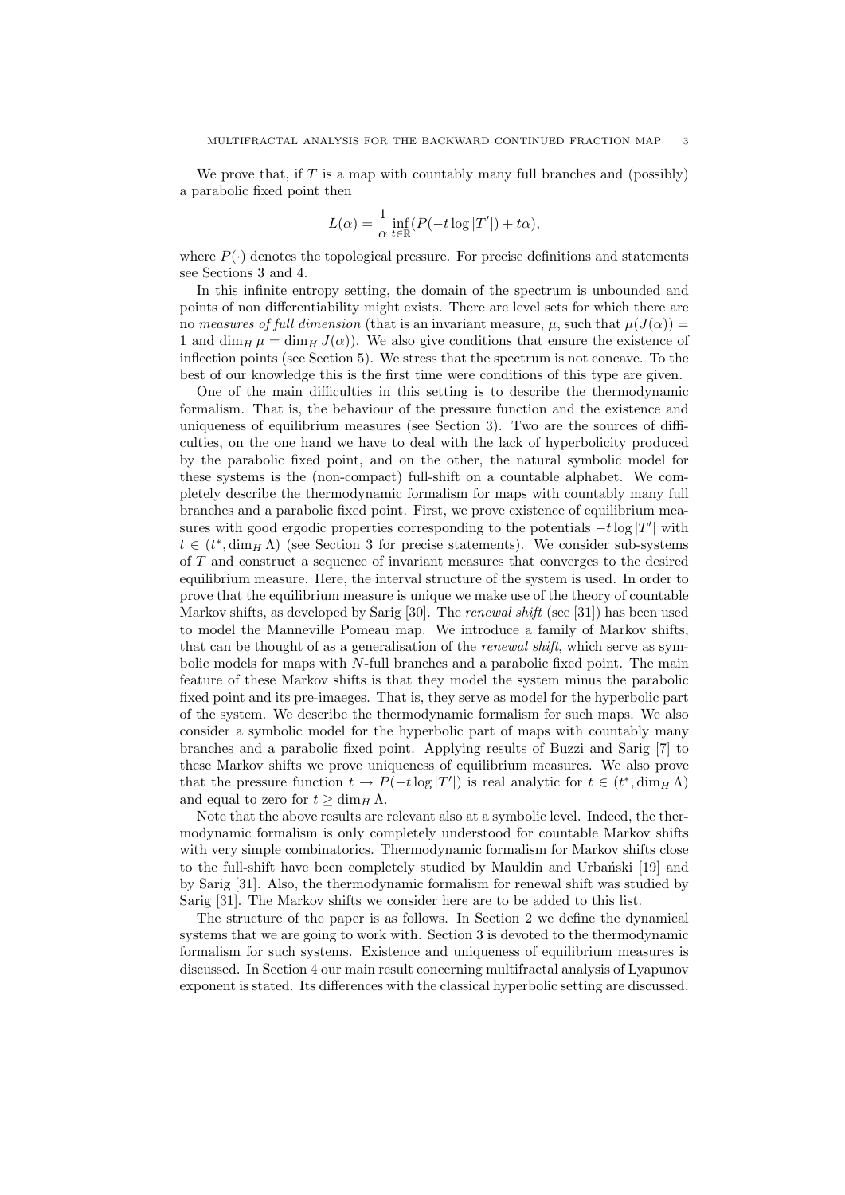We prove that, if $T$ is a map with countably many full branches and (possibly) a parabolic fixed point then

$$L(\alpha) = \frac{1}{\alpha} \inf_{t \in \mathbb{R}} (P(-t \log |T'|) + t\alpha),$$

where $P(\cdot)$ denotes the topological pressure. For precise definitions and statements see Sections 3 and 4.

In this infinite entropy setting, the domain of the spectrum is unbounded and points of non differentiability might exists. There are level sets for which there are no *measures of full dimension* (that is an invariant measure, $\mu$, such that $\mu(J(\alpha)) = 1$ and $\dim_H \mu = \dim_H J(\alpha)$). We also give conditions that ensure the existence of inflection points (see Section 5). We stress that the spectrum is not concave. To the best of our knowledge this is the first time were conditions of this type are given.

One of the main difficulties in this setting is to describe the thermodynamic formalism. That is, the behaviour of the pressure function and the existence and uniqueness of equilibrium measures (see Section 3). Two are the sources of difficulties, on the one hand we have to deal with the lack of hyperbolicity produced by the parabolic fixed point, and on the other, the natural symbolic model for these systems is the (non-compact) full-shift on a countable alphabet. We completely describe the thermodynamic formalism for maps with countably many full branches and a parabolic fixed point. First, we prove existence of equilibrium measures with good ergodic properties corresponding to the potentials $-t \log |T'|$ with $t \in (t^*, \dim_H \Lambda)$ (see Section 3 for precise statements). We consider sub-systems of $T$ and construct a sequence of invariant measures that converges to the desired equilibrium measure. Here, the interval structure of the system is used. In order to prove that the equilibrium measure is unique we make use of the theory of countable Markov shifts, as developed by Sarig [30]. The *renewal shift* (see [31]) has been used to model the Manneville Pomeau map. We introduce a family of Markov shifts, that can be thought of as a generalisation of the *renewal shift*, which serve as symbolic models for maps with $N$-full branches and a parabolic fixed point. The main feature of these Markov shifts is that they model the system minus the parabolic fixed point and its pre-imaeges. That is, they serve as model for the hyperbolic part of the system. We describe the thermodynamic formalism for such maps. We also consider a symbolic model for the hyperbolic part of maps with countably many branches and a parabolic fixed point. Applying results of Buzzi and Sarig [7] to these Markov shifts we prove uniqueness of equilibrium measures. We also prove that the pressure function $t \to P(-t \log |T'|)$ is real analytic for $t \in (t^*, \dim_H \Lambda)$ and equal to zero for $t \geq \dim_H \Lambda$.

Note that the above results are relevant also at a symbolic level. Indeed, the thermodynamic formalism is only completely understood for countable Markov shifts with very simple combinatorics. Thermodynamic formalism for Markov shifts close to the full-shift have been completely studied by Mauldin and Urbański [19] and by Sarig [31]. Also, the thermodynamic formalism for renewal shift was studied by Sarig [31]. The Markov shifts we consider here are to be added to this list.

The structure of the paper is as follows. In Section 2 we define the dynamical systems that we are going to work with. Section 3 is devoted to the thermodynamic formalism for such systems. Existence and uniqueness of equilibrium measures is discussed. In Section 4 our main result concerning multifractal analysis of Lyapunov exponent is stated. Its differences with the classical hyperbolic setting are discussed.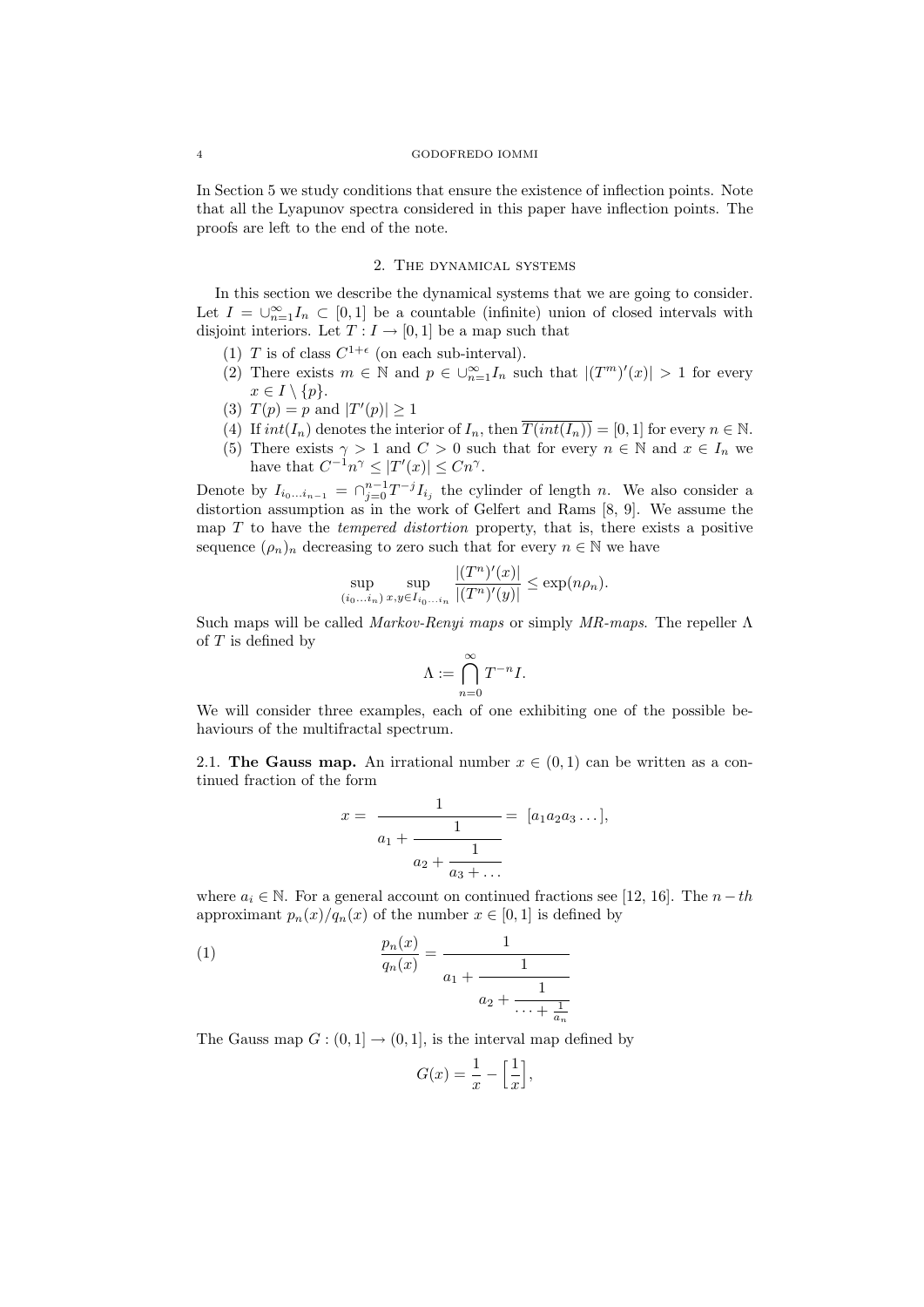In Section 5 we study conditions that ensure the existence of inflection points. Note that all the Lyapunov spectra considered in this paper have inflection points. The proofs are left to the end of the note.

## 2. The dynamical systems

In this section we describe the dynamical systems that we are going to consider. Let $I = \cup_{n=1}^{\infty} I_n \subset [0,1]$ be a countable (infinite) union of closed intervals with disjoint interiors. Let $T : I \to [0,1]$ be a map such that

1. $T$ is of class $C^{1+\epsilon}$ (on each sub-interval).
2. There exists $m \in \mathbb{N}$ and $p \in \cup_{n=1}^{\infty} I_n$ such that $|(T^m)'(x)| > 1$ for every $x \in I \setminus \{p\}$.
3. $T(p) = p$ and $|T'(p)| \geq 1$
4. If $int(I_n)$ denotes the interior of $I_n$, then $\overline{T(int(I_n))} = [0,1]$ for every $n \in \mathbb{N}$.
5. There exists $\gamma > 1$ and $C > 0$ such that for every $n \in \mathbb{N}$ and $x \in I_n$ we have that $C^{-1} n^{\gamma} \leq |T'(x)| \leq C n^{\gamma}$.

Denote by $I_{i_0 \dots i_{n-1}} = \cap_{j=0}^{n-1} T^{-j} I_{i_j}$ the cylinder of length $n$. We also consider a distortion assumption as in the work of Gelfert and Rams [8, 9]. We assume the map $T$ to have the *tempered distortion* property, that is, there exists a positive sequence $(\rho_n)_n$ decreasing to zero such that for every $n \in \mathbb{N}$ we have

$$\sup_{(i_0 \dots i_n)} \sup_{x,y \in I_{i_0 \dots i_n}} \frac{|(T^n)'(x)|}{|(T^n)'(y)|} \leq \exp(n\rho_n).$$

Such maps will be called *Markov-Renyi maps* or simply *MR-maps*. The repeller $\Lambda$ of $T$ is defined by

$$\Lambda := \bigcap_{n=0}^{\infty} T^{-n} I.$$

We will consider three examples, each of one exhibiting one of the possible behaviours of the multifractal spectrum.

2.1. **The Gauss map.** An irrational number $x \in (0,1)$ can be written as a continued fraction of the form

$$x = \cfrac{1}{a_1 + \cfrac{1}{a_2 + \cfrac{1}{a_3 + \dots}}} = [a_1 a_2 a_3 \dots],$$

where $a_i \in \mathbb{N}$. For a general account on continued fractions see [12, 16]. The $n-th$ approximant $p_n(x)/q_n(x)$ of the number $x \in [0,1]$ is defined by

$$\frac{p_n(x)}{q_n(x)} = \cfrac{1}{a_1 + \cfrac{1}{a_2 + \cfrac{1}{\dots + \frac{1}{a_n}}}} \tag{1}$$

The Gauss map $G : (0,1] \to (0,1]$, is the interval map defined by

$$G(x) = \frac{1}{x} - \left[\frac{1}{x}\right],$$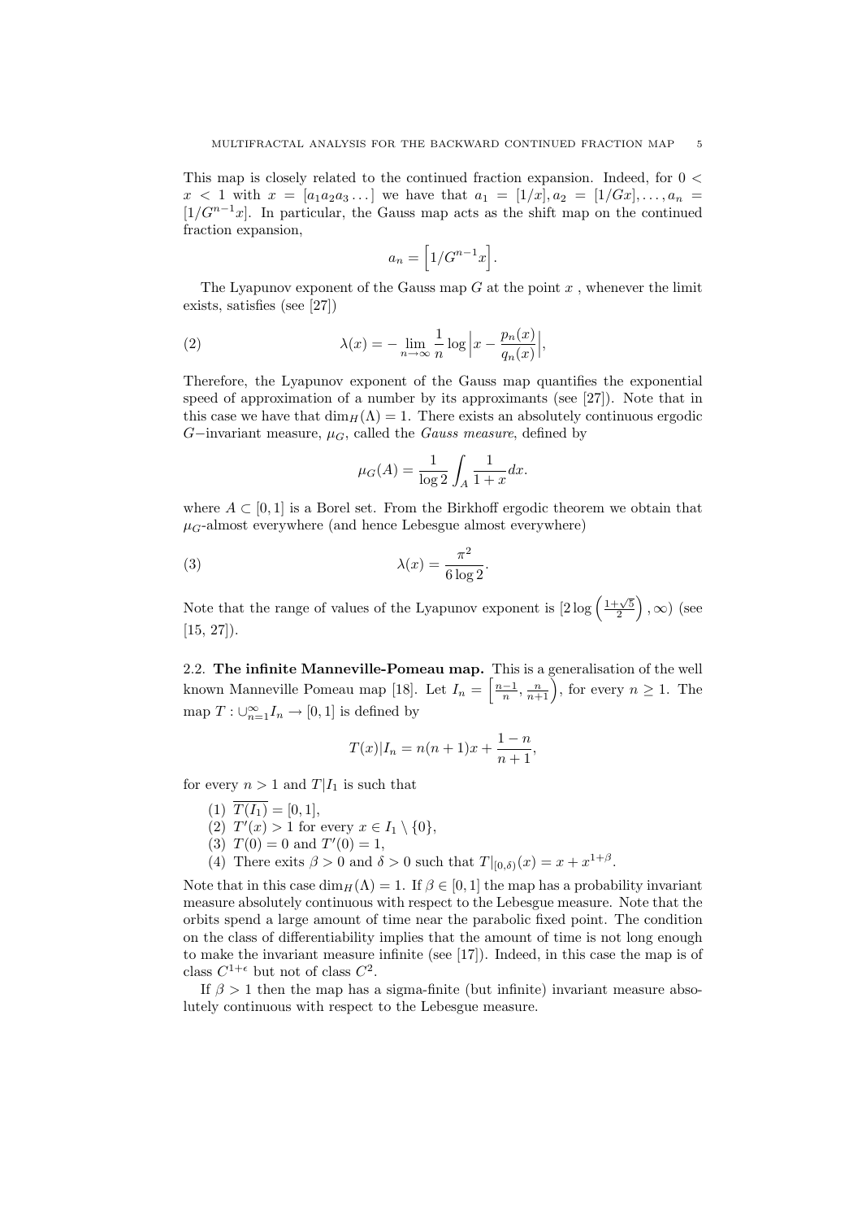This map is closely related to the continued fraction expansion. Indeed, for $0 < x < 1$ with $x = [a_1 a_2 a_3 \ldots]$ we have that $a_1 = [1/x], a_2 = [1/Gx], \ldots, a_n = [1/G^{n-1}x]$. In particular, the Gauss map acts as the shift map on the continued fraction expansion,

$$a_n = \left[1/G^{n-1}x\right].$$

The Lyapunov exponent of the Gauss map $G$ at the point $x$ , whenever the limit exists, satisfies (see [27])

$$\lambda(x) = -\lim_{n\to\infty} \frac{1}{n} \log \left| x - \frac{p_n(x)}{q_n(x)} \right|, \tag{2}$$

Therefore, the Lyapunov exponent of the Gauss map quantifies the exponential speed of approximation of a number by its approximants (see [27]). Note that in this case we have that $\dim_H(\Lambda) = 1$. There exists an absolutely continuous ergodic $G-$invariant measure, $\mu_G$, called the *Gauss measure*, defined by

$$\mu_G(A) = \frac{1}{\log 2} \int_A \frac{1}{1+x} dx.$$

where $A \subset [0, 1]$ is a Borel set. From the Birkhoff ergodic theorem we obtain that $\mu_G$-almost everywhere (and hence Lebesgue almost everywhere)

$$\lambda(x) = \frac{\pi^2}{6 \log 2}. \tag{3}$$

Note that the range of values of the Lyapunov exponent is $[2 \log \left( \frac{1+\sqrt{5}}{2} \right), \infty)$ (see [15, 27]).

**2.2. The infinite Manneville-Pomeau map.** This is a generalisation of the well known Manneville Pomeau map [18]. Let $I_n = \left[\frac{n-1}{n}, \frac{n}{n+1}\right)$, for every $n \geq 1$. The map $T : \cup_{n=1}^{\infty} I_n \to [0, 1]$ is defined by

$$T(x)|I_n = n(n + 1)x + \frac{1-n}{n+1},$$

for every $n > 1$ and $T|I_1$ is such that

1. $\overline{T(I_1)} = [0, 1]$,
2. $T'(x) > 1$ for every $x \in I_1 \setminus \{0\}$,
3. $T(0) = 0$ and $T'(0) = 1$,
4. There exits $\beta > 0$ and $\delta > 0$ such that $T|_{[0,\delta)}(x) = x + x^{1+\beta}$.

Note that in this case $\dim_H(\Lambda) = 1$. If $\beta \in [0, 1]$ the map has a probability invariant measure absolutely continuous with respect to the Lebesgue measure. Note that the orbits spend a large amount of time near the parabolic fixed point. The condition on the class of differentiability implies that the amount of time is not long enough to make the invariant measure infinite (see [17]). Indeed, in this case the map is of class $C^{1+\epsilon}$ but not of class $C^2$.

If $\beta > 1$ then the map has a sigma-finite (but infinite) invariant measure absolutely continuous with respect to the Lebesgue measure.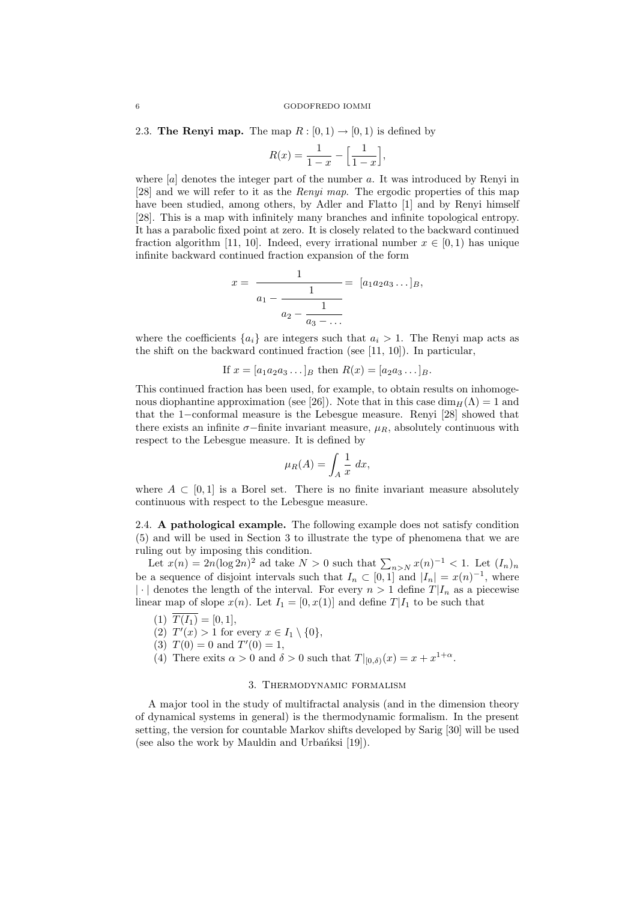### 2.3. The Renyi map.

The map $R : [0, 1) \to [0, 1)$ is defined by

$$R(x) = \frac{1}{1-x} - \Big[\frac{1}{1-x}\Big],$$

where $[a]$ denotes the integer part of the number $a$. It was introduced by Renyi in [28] and we will refer to it as the *Renyi map*. The ergodic properties of this map have been studied, among others, by Adler and Flatto [1] and by Renyi himself [28]. This is a map with infinitely many branches and infinite topological entropy. It has a parabolic fixed point at zero. It is closely related to the backward continued fraction algorithm [11, 10]. Indeed, every irrational number $x \in [0, 1)$ has unique infinite backward continued fraction expansion of the form

$$x = \cfrac{1}{a_1 - \cfrac{1}{a_2 - \cfrac{1}{a_3 - \dots}}} = [a_1 a_2 a_3 \dots]_B,$$

where the coefficients $\{a_i\}$ are integers such that $a_i > 1$. The Renyi map acts as the shift on the backward continued fraction (see [11, 10]). In particular,

$$\text{If } x = [a_1 a_2 a_3 \dots]_B \text{ then } R(x) = [a_2 a_3 \dots]_B.$$

This continued fraction has been used, for example, to obtain results on inhomogenous diophantine approximation (see [26]). Note that in this case $\dim_H(\Lambda) = 1$ and that the $1-$conformal measure is the Lebesgue measure. Renyi [28] showed that there exists an infinite $\sigma-$finite invariant measure, $\mu_R$, absolutely continuous with respect to the Lebesgue measure. It is defined by

$$\mu_R(A) = \int_A \frac{1}{x} \, dx,$$

where $A \subset [0, 1]$ is a Borel set. There is no finite invariant measure absolutely continuous with respect to the Lebesgue measure.

### 2.4. A pathological example.

The following example does not satisfy condition (5) and will be used in Section 3 to illustrate the type of phenomena that we are ruling out by imposing this condition.

Let $x(n) = 2n(\log 2n)^2$ ad take $N > 0$ such that $\sum_{n>N} x(n)^{-1} < 1$. Let $(I_n)_n$ be a sequence of disjoint intervals such that $I_n \subset [0, 1]$ and $|I_n| = x(n)^{-1}$, where $|\cdot|$ denotes the length of the interval. For every $n > 1$ define $T|I_n$ as a piecewise linear map of slope $x(n)$. Let $I_1 = [0, x(1)]$ and define $T|I_1$ to be such that

1. $\overline{T(I_1)} = [0, 1]$,
2. $T'(x) > 1$ for every $x \in I_1 \setminus \{0\}$,
3. $T(0) = 0$ and $T'(0) = 1$,
4. There exits $\alpha > 0$ and $\delta > 0$ such that $T|_{[0,\delta)}(x) = x + x^{1+\alpha}$.

## 3. Thermodynamic formalism

A major tool in the study of multifractal analysis (and in the dimension theory of dynamical systems in general) is the thermodynamic formalism. In the present setting, the version for countable Markov shifts developed by Sarig [30] will be used (see also the work by Mauldin and Urbańksi [19]).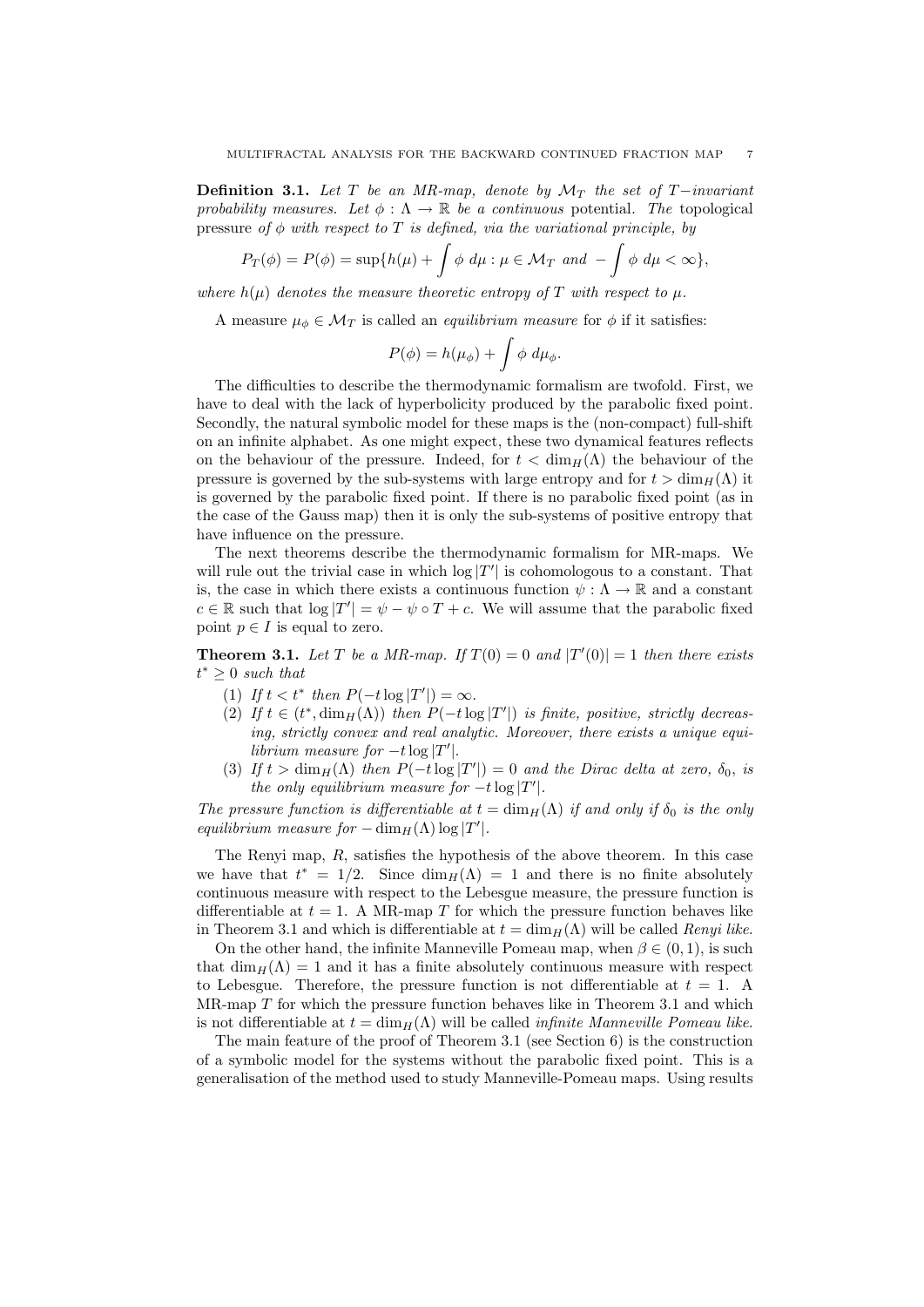**Definition 3.1.** *Let $T$ be an MR-map, denote by $\mathcal{M}_T$ the set of $T-$invariant probability measures. Let $\phi : \Lambda \to \mathbb{R}$ be a continuous* potential. *The* topological pressure *of $\phi$ with respect to $T$ is defined, via the variational principle, by*

$$P_T(\phi) = P(\phi) = \sup\{h(\mu) + \int \phi \, d\mu : \mu \in \mathcal{M}_T \text{ and } -\int \phi \, d\mu < \infty\},$$

*where $h(\mu)$ denotes the measure theoretic entropy of $T$ with respect to $\mu$.*

A measure $\mu_\phi \in \mathcal{M}_T$ is called an *equilibrium measure* for $\phi$ if it satisfies:

$$P(\phi) = h(\mu_\phi) + \int \phi \, d\mu_\phi.$$

The difficulties to describe the thermodynamic formalism are twofold. First, we have to deal with the lack of hyperbolicity produced by the parabolic fixed point. Secondly, the natural symbolic model for these maps is the (non-compact) full-shift on an infinite alphabet. As one might expect, these two dynamical features reflects on the behaviour of the pressure. Indeed, for $t < \dim_H(\Lambda)$ the behaviour of the pressure is governed by the sub-systems with large entropy and for $t > \dim_H(\Lambda)$ it is governed by the parabolic fixed point. If there is no parabolic fixed point (as in the case of the Gauss map) then it is only the sub-systems of positive entropy that have influence on the pressure.

The next theorems describe the thermodynamic formalism for MR-maps. We will rule out the trivial case in which $\log |T'|$ is cohomologous to a constant. That is, the case in which there exists a continuous function $\psi : \Lambda \to \mathbb{R}$ and a constant $c \in \mathbb{R}$ such that $\log |T'| = \psi - \psi \circ T + c$. We will assume that the parabolic fixed point $p \in I$ is equal to zero.

**Theorem 3.1.** *Let $T$ be a MR-map. If $T(0) = 0$ and $|T'(0)| = 1$ then there exists $t^* \geq 0$ such that*

1. *If $t < t^*$ then $P(-t \log |T'|) = \infty$.*
2. *If $t \in (t^*, \dim_H(\Lambda))$ then $P(-t \log |T'|)$ is finite, positive, strictly decreasing, strictly convex and real analytic. Moreover, there exists a unique equilibrium measure for $-t \log |T'|$.*
3. *If $t > \dim_H(\Lambda)$ then $P(-t \log |T'|) = 0$ and the Dirac delta at zero, $\delta_0$, is the only equilibrium measure for $-t \log |T'|$.*

*The pressure function is differentiable at $t = \dim_H(\Lambda)$ if and only if $\delta_0$ is the only equilibrium measure for $-\dim_H(\Lambda) \log |T'|$.*

The Renyi map, $R$, satisfies the hypothesis of the above theorem. In this case we have that $t^* = 1/2$. Since $\dim_H(\Lambda) = 1$ and there is no finite absolutely continuous measure with respect to the Lebesgue measure, the pressure function is differentiable at $t = 1$. A MR-map $T$ for which the pressure function behaves like in Theorem 3.1 and which is differentiable at $t = \dim_H(\Lambda)$ will be called *Renyi like*.

On the other hand, the infinite Manneville Pomeau map, when $\beta \in (0, 1)$, is such that $\dim_H(\Lambda) = 1$ and it has a finite absolutely continuous measure with respect to Lebesgue. Therefore, the pressure function is not differentiable at $t = 1$. A MR-map $T$ for which the pressure function behaves like in Theorem 3.1 and which is not differentiable at $t = \dim_H(\Lambda)$ will be called *infinite Manneville Pomeau like*.

The main feature of the proof of Theorem 3.1 (see Section 6) is the construction of a symbolic model for the systems without the parabolic fixed point. This is a generalisation of the method used to study Manneville-Pomeau maps. Using results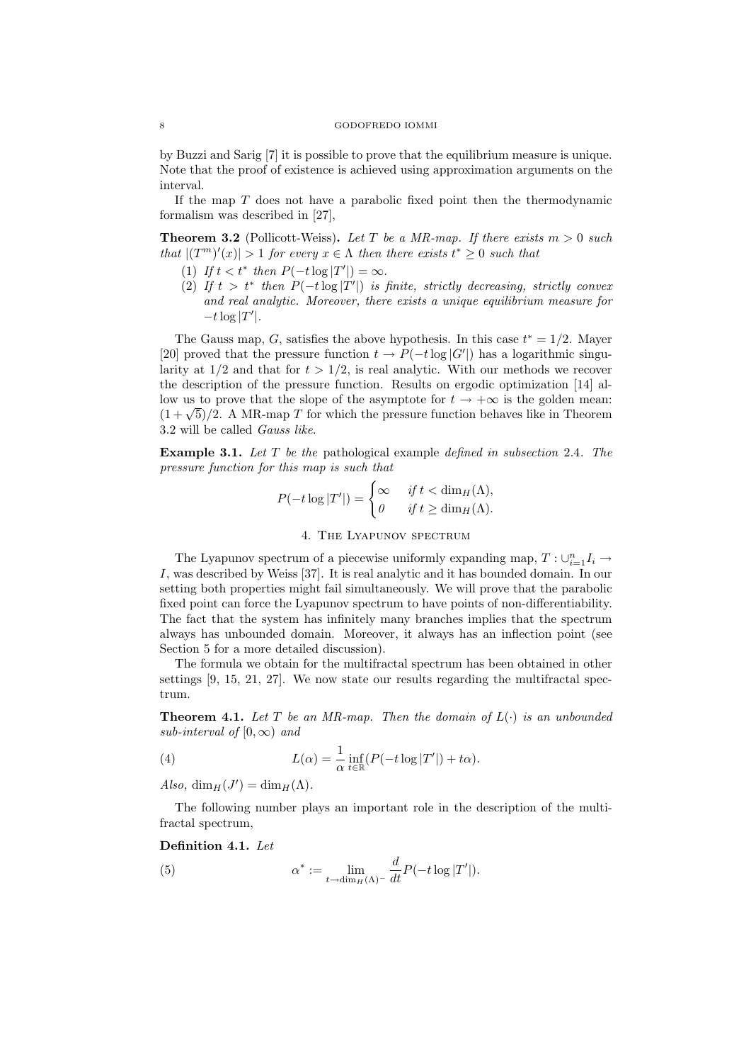by Buzzi and Sarig [7] it is possible to prove that the equilibrium measure is unique. Note that the proof of existence is achieved using approximation arguments on the interval.

If the map $T$ does not have a parabolic fixed point then the thermodynamic formalism was described in [27],

**Theorem 3.2** (Pollicott-Weiss)**.** *Let $T$ be a MR-map. If there exists $m > 0$ such that $|(T^m)'(x)| > 1$ for every $x \in \Lambda$ then there exists $t^* \geq 0$ such that*

1. *If $t < t^*$ then $P(-t \log |T'|) = \infty$.*
2. *If $t > t^*$ then $P(-t \log |T'|)$ is finite, strictly decreasing, strictly convex and real analytic. Moreover, there exists a unique equilibrium measure for $-t \log |T'|$.*

The Gauss map, $G$, satisfies the above hypothesis. In this case $t^* = 1/2$. Mayer [20] proved that the pressure function $t \to P(-t \log |G'|)$ has a logarithmic singularity at $1/2$ and that for $t > 1/2$, is real analytic. With our methods we recover the description of the pressure function. Results on ergodic optimization [14] allow us to prove that the slope of the asymptote for $t \to +\infty$ is the golden mean: $(1 + \sqrt{5})/2$. A MR-map $T$ for which the pressure function behaves like in Theorem 3.2 will be called *Gauss like*.

**Example 3.1.** *Let $T$ be the* pathological example *defined in subsection* 2.4*. The pressure function for this map is such that*

$$P(-t \log |T'|) = \begin{cases} \infty & \text{if } t < \dim_H(\Lambda), \\ 0 & \text{if } t \geq \dim_H(\Lambda). \end{cases}$$

## 4. The Lyapunov spectrum

The Lyapunov spectrum of a piecewise uniformly expanding map, $T : \cup_{i=1}^{n} I_i \to I$, was described by Weiss [37]. It is real analytic and it has bounded domain. In our setting both properties might fail simultaneously. We will prove that the parabolic fixed point can force the Lyapunov spectrum to have points of non-differentiability. The fact that the system has infinitely many branches implies that the spectrum always has unbounded domain. Moreover, it always has an inflection point (see Section 5 for a more detailed discussion).

The formula we obtain for the multifractal spectrum has been obtained in other settings [9, 15, 21, 27]. We now state our results regarding the multifractal spectrum.

**Theorem 4.1.** *Let $T$ be an MR-map. Then the domain of $L(\cdot)$ is an unbounded sub-interval of $[0, \infty)$ and*

$$L(\alpha) = \frac{1}{\alpha} \inf_{t \in \mathbb{R}} (P(-t \log |T'|) + t\alpha). \tag{4}$$

*Also, $\dim_H(J') = \dim_H(\Lambda)$.*

The following number plays an important role in the description of the multifractal spectrum,

**Definition 4.1.** *Let*

$$\alpha^* := \lim_{t \to \dim_H(\Lambda)^-} \frac{d}{dt} P(-t \log |T'|). \tag{5}$$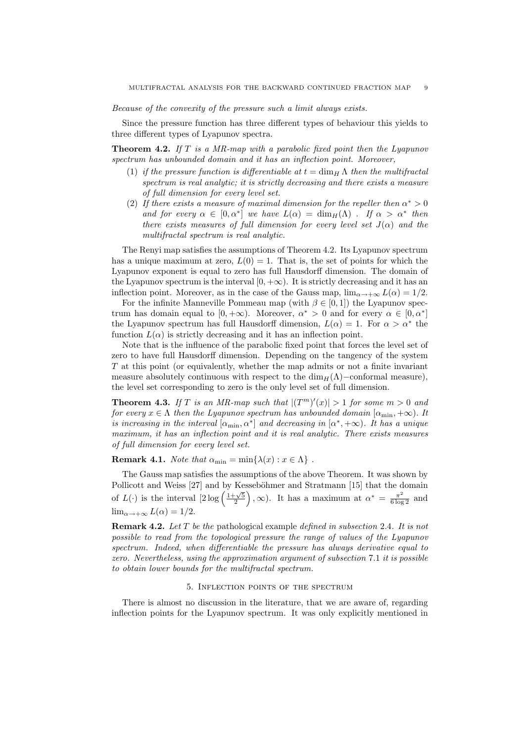*Because of the convexity of the pressure such a limit always exists.*

Since the pressure function has three different types of behaviour this yields to three different types of Lyapunov spectra.

**Theorem 4.2.** *If $T$ is a MR-map with a parabolic fixed point then the Lyapunov spectrum has unbounded domain and it has an inflection point. Moreover,*

1. *if the pressure function is differentiable at $t = \dim_H \Lambda$ then the multifractal spectrum is real analytic; it is strictly decreasing and there exists a measure of full dimension for every level set.*
2. *If there exists a measure of maximal dimension for the repeller then $\alpha^* > 0$ and for every $\alpha \in [0, \alpha^*]$ we have $L(\alpha) = \dim_H(\Lambda)$ . If $\alpha > \alpha^*$ then there exists measures of full dimension for every level set $J(\alpha)$ and the multifractal spectrum is real analytic.*

The Renyi map satisfies the assumptions of Theorem 4.2. Its Lyapunov spectrum has a unique maximum at zero, $L(0) = 1$. That is, the set of points for which the Lyapunov exponent is equal to zero has full Hausdorff dimension. The domain of the Lyapunov spectrum is the interval $[0, +\infty)$. It is strictly decreasing and it has an inflection point. Moreover, as in the case of the Gauss map, $\lim_{\alpha \to +\infty} L(\alpha) = 1/2$.

For the infinite Manneville Pommeau map (with $\beta \in [0, 1]$) the Lyapunov spectrum has domain equal to $[0, +\infty)$. Moreover, $\alpha^* > 0$ and for every $\alpha \in [0, \alpha^*]$ the Lyapunov spectrum has full Hausdorff dimension, $L(\alpha) = 1$. For $\alpha > \alpha^*$ the function $L(\alpha)$ is strictly decreasing and it has an inflection point.

Note that is the influence of the parabolic fixed point that forces the level set of zero to have full Hausdorff dimension. Depending on the tangency of the system $T$ at this point (or equivalently, whether the map admits or not a finite invariant measure absolutely continuous with respect to the $\dim_H(\Lambda)-$conformal measure), the level set corresponding to zero is the only level set of full dimension.

**Theorem 4.3.** *If $T$ is an MR-map such that $|(T^m)'(x)| > 1$ for some $m > 0$ and for every $x \in \Lambda$ then the Lyapunov spectrum has unbounded domain $[\alpha_{\min}, +\infty)$. It is increasing in the interval $[\alpha_{\min}, \alpha^*]$ and decreasing in $[\alpha^*, +\infty)$. It has a unique maximum, it has an inflection point and it is real analytic. There exists measures of full dimension for every level set.*

**Remark 4.1.** *Note that $\alpha_{\min} = \min\{\lambda(x) : x \in \Lambda\}$ .*

The Gauss map satisfies the assumptions of the above Theorem. It was shown by Pollicott and Weiss [27] and by Kesseböhmer and Stratmann [15] that the domain of $L(\cdot)$ is the interval $[2 \log \left( \frac{1+\sqrt{5}}{2} \right), \infty)$. It has a maximum at $\alpha^* = \frac{\pi^2}{6 \log 2}$ and $\lim_{\alpha \to +\infty} L(\alpha) = 1/2$.

**Remark 4.2.** *Let $T$ be the* pathological example *defined in subsection* 2.4. *It is not possible to read from the topological pressure the range of values of the Lyapunov spectrum. Indeed, when differentiable the pressure has always derivative equal to zero. Nevertheless, using the approximation argument of subsection* 7.1 *it is possible to obtain lower bounds for the multifractal spectrum.*

## 5. Inflection points of the spectrum

There is almost no discussion in the literature, that we are aware of, regarding inflection points for the Lyapunov spectrum. It was only explicitly mentioned in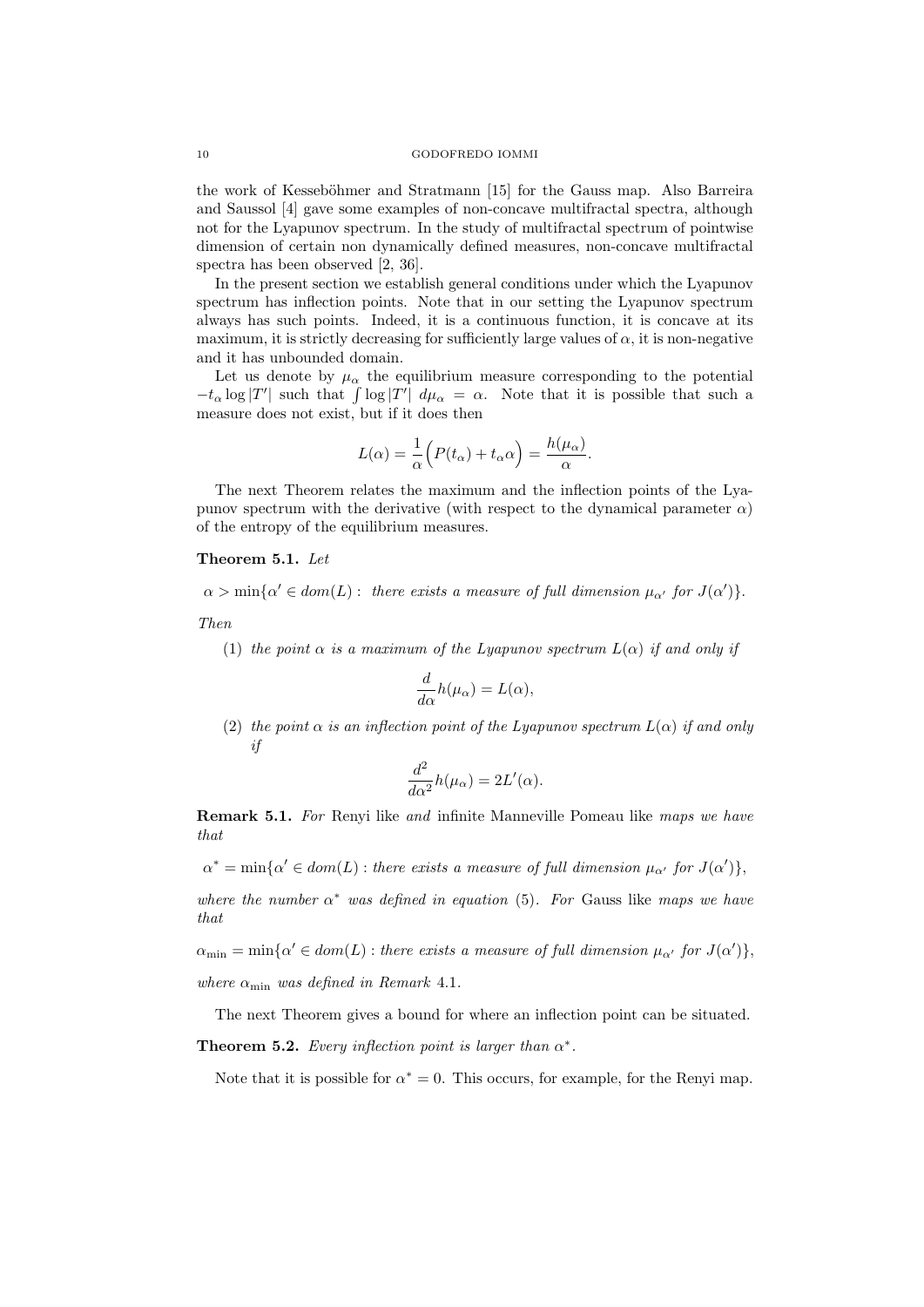the work of Kesseböhmer and Stratmann [15] for the Gauss map. Also Barreira and Saussol [4] gave some examples of non-concave multifractal spectra, although not for the Lyapunov spectrum. In the study of multifractal spectrum of pointwise dimension of certain non dynamically defined measures, non-concave multifractal spectra has been observed [2, 36].

In the present section we establish general conditions under which the Lyapunov spectrum has inflection points. Note that in our setting the Lyapunov spectrum always has such points. Indeed, it is a continuous function, it is concave at its maximum, it is strictly decreasing for sufficiently large values of $\alpha$, it is non-negative and it has unbounded domain.

Let us denote by $\mu_\alpha$ the equilibrium measure corresponding to the potential $-t_\alpha \log |T'|$ such that $\int \log |T'| \, d\mu_\alpha = \alpha$. Note that it is possible that such a measure does not exist, but if it does then

$$L(\alpha) = \frac{1}{\alpha}\Big(P(t_\alpha) + t_\alpha \alpha\Big) = \frac{h(\mu_\alpha)}{\alpha}.$$

The next Theorem relates the maximum and the inflection points of the Lyapunov spectrum with the derivative (with respect to the dynamical parameter $\alpha$) of the entropy of the equilibrium measures.

**Theorem 5.1.** *Let*

$$\alpha > \min\{\alpha' \in dom(L) : \text{ there exists a measure of full dimension } \mu_{\alpha'} \text{ for } J(\alpha')\}.$$

*Then*

1. *the point $\alpha$ is a maximum of the Lyapunov spectrum $L(\alpha)$ if and only if*
$$\frac{d}{d\alpha} h(\mu_\alpha) = L(\alpha),$$
2. *the point $\alpha$ is an inflection point of the Lyapunov spectrum $L(\alpha)$ if and only if*
$$\frac{d^2}{d\alpha^2} h(\mu_\alpha) = 2L'(\alpha).$$

**Remark 5.1.** *For* Renyi like *and* infinite Manneville Pomeau like *maps we have that*

$$\alpha^* = \min\{\alpha' \in dom(L) : \text{there exists a measure of full dimension } \mu_{\alpha'} \text{ for } J(\alpha')\},$$

*where the number $\alpha^*$ was defined in equation* (5)*. For* Gauss like *maps we have that*

$$\alpha_{\min} = \min\{\alpha' \in dom(L) : \text{there exists a measure of full dimension } \mu_{\alpha'} \text{ for } J(\alpha')\},$$

*where $\alpha_{\min}$ was defined in Remark* 4.1.

The next Theorem gives a bound for where an inflection point can be situated.

**Theorem 5.2.** *Every inflection point is larger than $\alpha^*$.*

Note that it is possible for $\alpha^* = 0$. This occurs, for example, for the Renyi map.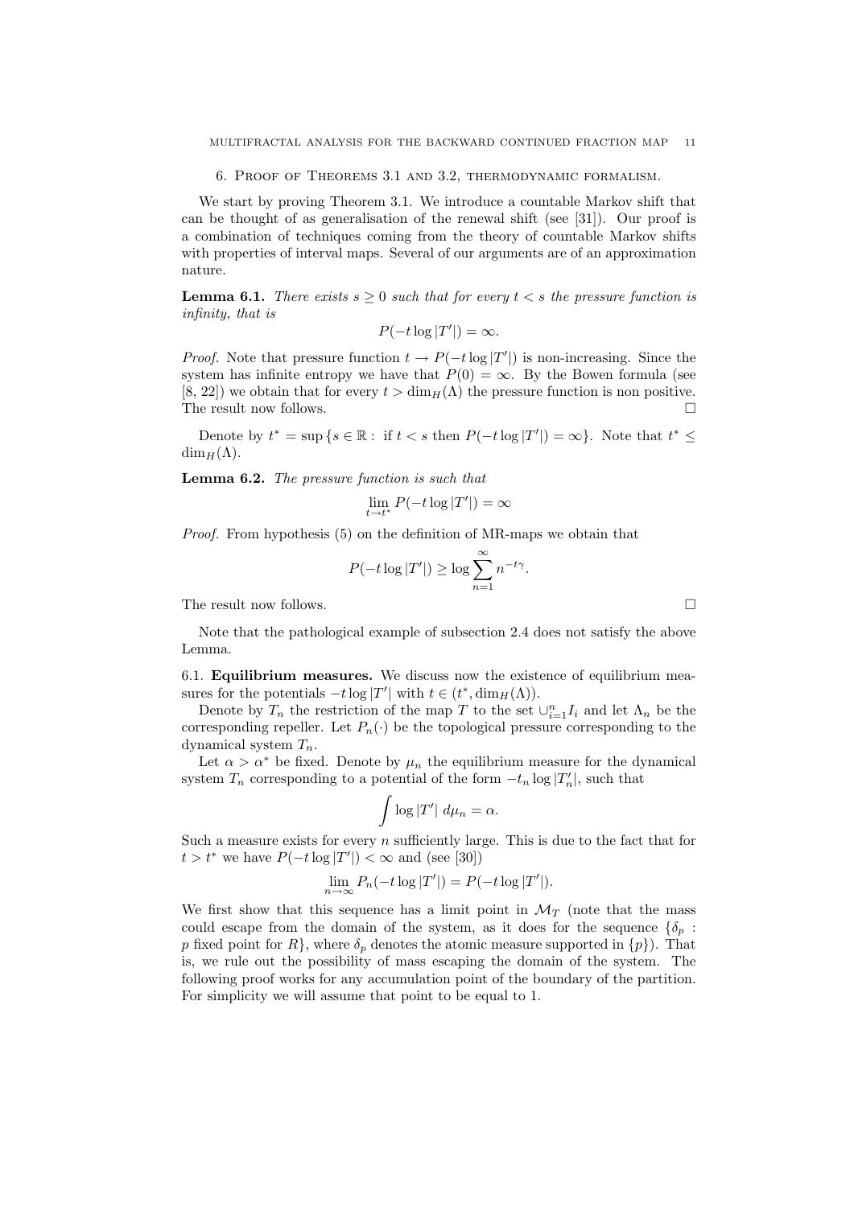## 6. Proof of Theorems 3.1 and 3.2, thermodynamic formalism.

We start by proving Theorem 3.1. We introduce a countable Markov shift that can be thought of as generalisation of the renewal shift (see [31]). Our proof is a combination of techniques coming from the theory of countable Markov shifts with properties of interval maps. Several of our arguments are of an approximation nature.

**Lemma 6.1.** *There exists $s \geq 0$ such that for every $t < s$ the pressure function is infinity, that is*

$$P(-t \log |T'|) = \infty.$$

*Proof.* Note that pressure function $t \to P(-t \log |T'|)$ is non-increasing. Since the system has infinite entropy we have that $P(0) = \infty$. By the Bowen formula (see [8, 22]) we obtain that for every $t > \dim_H(\Lambda)$ the pressure function is non positive. The result now follows. □

Denote by $t^* = \sup \{s \in \mathbb{R} : \text{ if } t < s \text{ then } P(-t \log |T'|) = \infty\}$. Note that $t^* \leq \dim_H(\Lambda)$.

**Lemma 6.2.** *The pressure function is such that*

$$\lim_{t \to t^*} P(-t \log |T'|) = \infty$$

*Proof.* From hypothesis (5) on the definition of MR-maps we obtain that

$$P(-t \log |T'|) \geq \log \sum_{n=1}^{\infty} n^{-t\gamma}.$$

The result now follows. □

Note that the pathological example of subsection 2.4 does not satisfy the above Lemma.

### 6.1. Equilibrium measures.

We discuss now the existence of equilibrium measures for the potentials $-t \log |T'|$ with $t \in (t^*, \dim_H(\Lambda))$.

Denote by $T_n$ the restriction of the map $T$ to the set $\cup_{i=1}^{n} I_i$ and let $\Lambda_n$ be the corresponding repeller. Let $P_n(\cdot)$ be the topological pressure corresponding to the dynamical system $T_n$.

Let $\alpha > \alpha^*$ be fixed. Denote by $\mu_n$ the equilibrium measure for the dynamical system $T_n$ corresponding to a potential of the form $-t_n \log |T_n'|$, such that

$$\int \log |T'| \; d\mu_n = \alpha.$$

Such a measure exists for every $n$ sufficiently large. This is due to the fact that for $t > t^*$ we have $P(-t \log |T'|) < \infty$ and (see [30])

$$\lim_{n \to \infty} P_n(-t \log |T'|) = P(-t \log |T'|).$$

We first show that this sequence has a limit point in $\mathcal{M}_T$ (note that the mass could escape from the domain of the system, as it does for the sequence $\{\delta_p : p \text{ fixed point for } R\}$, where $\delta_p$ denotes the atomic measure supported in $\{p\}$). That is, we rule out the possibility of mass escaping the domain of the system. The following proof works for any accumulation point of the boundary of the partition. For simplicity we will assume that point to be equal to 1.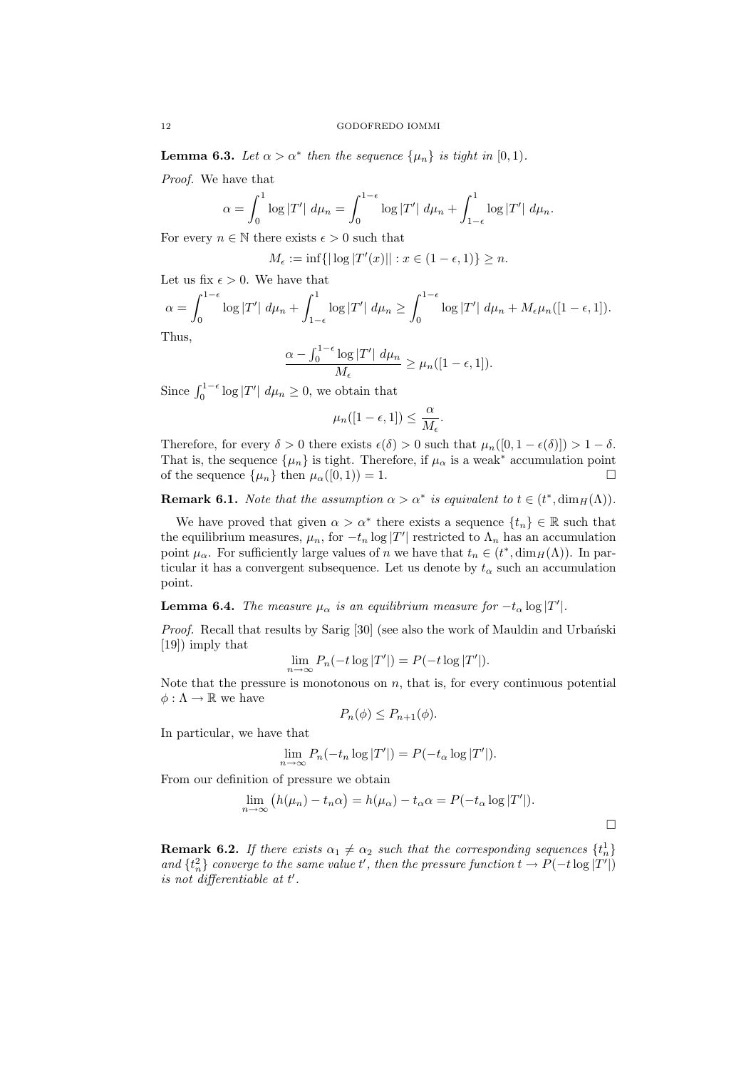**Lemma 6.3.** *Let $\alpha > \alpha^*$ then the sequence $\{\mu_n\}$ is tight in $[0,1)$.*

*Proof.* We have that

$$\alpha = \int_0^1 \log |T'| \, d\mu_n = \int_0^{1-\epsilon} \log |T'| \, d\mu_n + \int_{1-\epsilon}^1 \log |T'| \, d\mu_n.$$

For every $n \in \mathbb{N}$ there exists $\epsilon > 0$ such that

$$M_\epsilon := \inf\{|\log |T'(x)|| : x \in (1-\epsilon, 1)\} \geq n.$$

Let us fix $\epsilon > 0$. We have that

$$\alpha = \int_0^{1-\epsilon} \log |T'| \, d\mu_n + \int_{1-\epsilon}^1 \log |T'| \, d\mu_n \geq \int_0^{1-\epsilon} \log |T'| \, d\mu_n + M_\epsilon \mu_n([1-\epsilon, 1]).$$

Thus,

$$\frac{\alpha - \int_0^{1-\epsilon} \log |T'| \, d\mu_n}{M_\epsilon} \geq \mu_n([1-\epsilon, 1]).$$

Since $\int_0^{1-\epsilon} \log |T'| \, d\mu_n \geq 0$, we obtain that

$$\mu_n([1-\epsilon, 1]) \leq \frac{\alpha}{M_\epsilon}.$$

Therefore, for every $\delta > 0$ there exists $\epsilon(\delta) > 0$ such that $\mu_n([0, 1-\epsilon(\delta)]) > 1 - \delta$. That is, the sequence $\{\mu_n\}$ is tight. Therefore, if $\mu_\alpha$ is a weak$^*$ accumulation point of the sequence $\{\mu_n\}$ then $\mu_\alpha([0,1)) = 1$. □

**Remark 6.1.** *Note that the assumption $\alpha > \alpha^*$ is equivalent to $t \in (t^*, \dim_H(\Lambda))$.*

We have proved that given $\alpha > \alpha^*$ there exists a sequence $\{t_n\} \in \mathbb{R}$ such that the equilibrium measures, $\mu_n$, for $-t_n \log |T'|$ restricted to $\Lambda_n$ has an accumulation point $\mu_\alpha$. For sufficiently large values of $n$ we have that $t_n \in (t^*, \dim_H(\Lambda))$. In particular it has a convergent subsequence. Let us denote by $t_\alpha$ such an accumulation point.

**Lemma 6.4.** *The measure $\mu_\alpha$ is an equilibrium measure for $-t_\alpha \log |T'|$.*

*Proof.* Recall that results by Sarig [30] (see also the work of Mauldin and Urbański [19]) imply that

$$\lim_{n \to \infty} P_n(-t \log |T'|) = P(-t \log |T'|).$$

Note that the pressure is monotonous on $n$, that is, for every continuous potential $\phi : \Lambda \to \mathbb{R}$ we have

$$P_n(\phi) \leq P_{n+1}(\phi).$$

In particular, we have that

$$\lim_{n \to \infty} P_n(-t_n \log |T'|) = P(-t_\alpha \log |T'|).$$

From our definition of pressure we obtain

$$\lim_{n \to \infty} \big(h(\mu_n) - t_n \alpha\big) = h(\mu_\alpha) - t_\alpha \alpha = P(-t_\alpha \log |T'|).$$

□

**Remark 6.2.** *If there exists $\alpha_1 \neq \alpha_2$ such that the corresponding sequences $\{t_n^1\}$ and $\{t_n^2\}$ converge to the same value $t'$, then the pressure function $t \to P(-t \log |T'|)$ is not differentiable at $t'$.*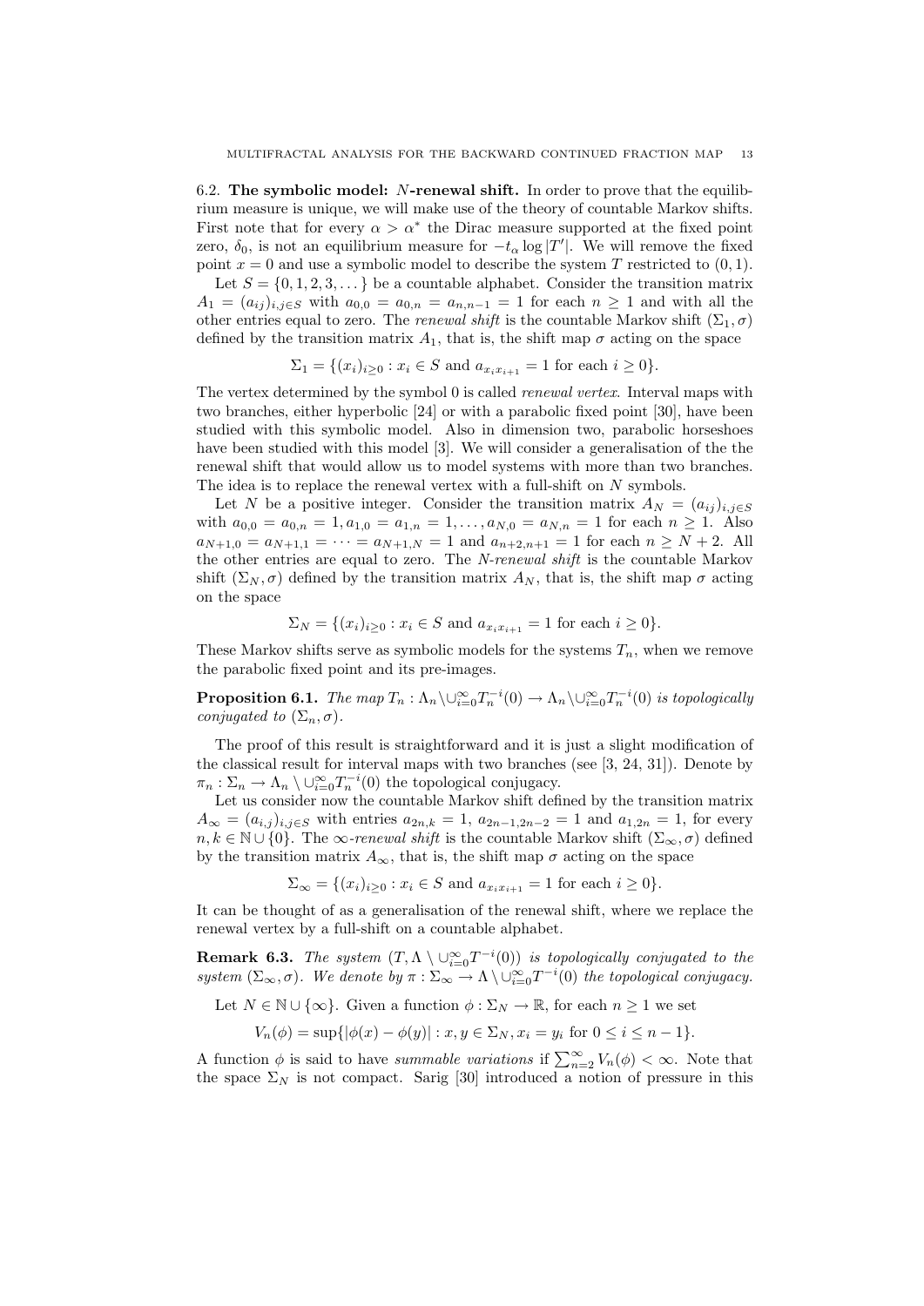6.2. **The symbolic model: $N$-renewal shift.** In order to prove that the equilibrium measure is unique, we will make use of the theory of countable Markov shifts. First note that for every $\alpha > \alpha^*$ the Dirac measure supported at the fixed point zero, $\delta_0$, is not an equilibrium measure for $-t_\alpha \log |T'|$. We will remove the fixed point $x = 0$ and use a symbolic model to describe the system $T$ restricted to $(0, 1)$.

Let $S = \{0, 1, 2, 3, \dots\}$ be a countable alphabet. Consider the transition matrix $A_1 = (a_{ij})_{i,j\in S}$ with $a_{0,0} = a_{0,n} = a_{n,n-1} = 1$ for each $n \geq 1$ and with all the other entries equal to zero. The *renewal shift* is the countable Markov shift $(\Sigma_1, \sigma)$ defined by the transition matrix $A_1$, that is, the shift map $\sigma$ acting on the space

$$\Sigma_1 = \{(x_i)_{i\geq 0} : x_i \in S \text{ and } a_{x_i x_{i+1}} = 1 \text{ for each } i \geq 0\}.$$

The vertex determined by the symbol 0 is called *renewal vertex*. Interval maps with two branches, either hyperbolic [24] or with a parabolic fixed point [30], have been studied with this symbolic model. Also in dimension two, parabolic horseshoes have been studied with this model [3]. We will consider a generalisation of the the renewal shift that would allow us to model systems with more than two branches. The idea is to replace the renewal vertex with a full-shift on $N$ symbols.

Let $N$ be a positive integer. Consider the transition matrix $A_N = (a_{ij})_{i,j\in S}$ with $a_{0,0} = a_{0,n} = 1, a_{1,0} = a_{1,n} = 1, \dots, a_{N,0} = a_{N,n} = 1$ for each $n \geq 1$. Also $a_{N+1,0} = a_{N+1,1} = \dots = a_{N+1,N} = 1$ and $a_{n+2,n+1} = 1$ for each $n \geq N + 2$. All the other entries are equal to zero. The *$N$-renewal shift* is the countable Markov shift $(\Sigma_N, \sigma)$ defined by the transition matrix $A_N$, that is, the shift map $\sigma$ acting on the space

$$\Sigma_N = \{(x_i)_{i\geq 0} : x_i \in S \text{ and } a_{x_i x_{i+1}} = 1 \text{ for each } i \geq 0\}.$$

These Markov shifts serve as symbolic models for the systems $T_n$, when we remove the parabolic fixed point and its pre-images.

**Proposition 6.1.** *The map $T_n : \Lambda_n \setminus \cup_{i=0}^{\infty} T_n^{-i}(0) \to \Lambda_n \setminus \cup_{i=0}^{\infty} T_n^{-i}(0)$ is topologically conjugated to $(\Sigma_n, \sigma)$.*

The proof of this result is straightforward and it is just a slight modification of the classical result for interval maps with two branches (see [3, 24, 31]). Denote by $\pi_n : \Sigma_n \to \Lambda_n \setminus \cup_{i=0}^{\infty} T_n^{-i}(0)$ the topological conjugacy.

Let us consider now the countable Markov shift defined by the transition matrix $A_\infty = (a_{i,j})_{i,j\in S}$ with entries $a_{2n,k} = 1$, $a_{2n-1,2n-2} = 1$ and $a_{1,2n} = 1$, for every $n, k \in \mathbb{N} \cup \{0\}$. The *$\infty$-renewal shift* is the countable Markov shift $(\Sigma_\infty, \sigma)$ defined by the transition matrix $A_\infty$, that is, the shift map $\sigma$ acting on the space

$$\Sigma_\infty = \{(x_i)_{i\geq 0} : x_i \in S \text{ and } a_{x_i x_{i+1}} = 1 \text{ for each } i \geq 0\}.$$

It can be thought of as a generalisation of the renewal shift, where we replace the renewal vertex by a full-shift on a countable alphabet.

**Remark 6.3.** *The system $(T, \Lambda \setminus \cup_{i=0}^{\infty} T^{-i}(0))$ is topologically conjugated to the system $(\Sigma_\infty, \sigma)$. We denote by $\pi : \Sigma_\infty \to \Lambda \setminus \cup_{i=0}^{\infty} T^{-i}(0)$ the topological conjugacy.*

Let $N \in \mathbb{N} \cup \{\infty\}$. Given a function $\phi : \Sigma_N \to \mathbb{R}$, for each $n \geq 1$ we set

$$V_n(\phi) = \sup\{|\phi(x) - \phi(y)| : x, y \in \Sigma_N, x_i = y_i \text{ for } 0 \leq i \leq n - 1\}.$$

A function $\phi$ is said to have *summable variations* if $\sum_{n=2}^{\infty} V_n(\phi) < \infty$. Note that the space $\Sigma_N$ is not compact. Sarig [30] introduced a notion of pressure in this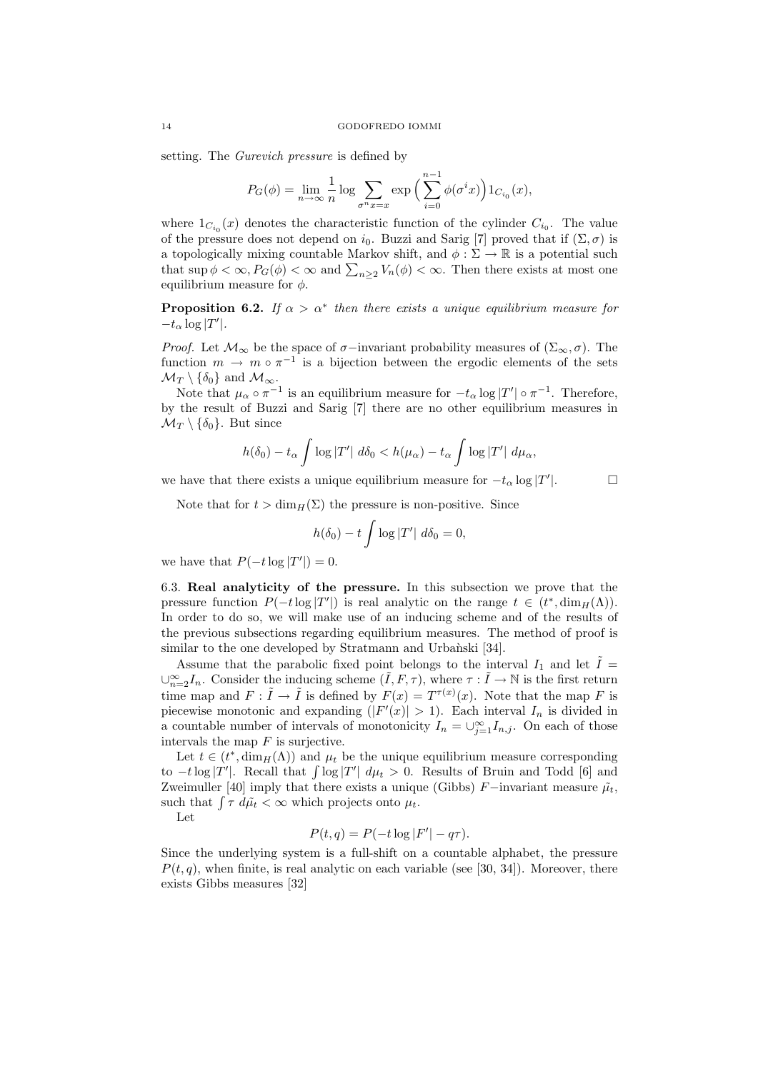setting. The *Gurevich pressure* is defined by

$$P_G(\phi) = \lim_{n\to\infty} \frac{1}{n} \log \sum_{\sigma^n x = x} \exp\Big( \sum_{i=0}^{n-1} \phi(\sigma^i x) \Big) 1_{C_{i_0}}(x),$$

where $1_{C_{i_0}}(x)$ denotes the characteristic function of the cylinder $C_{i_0}$. The value of the pressure does not depend on $i_0$. Buzzi and Sarig [7] proved that if $(\Sigma, \sigma)$ is a topologically mixing countable Markov shift, and $\phi : \Sigma \to \mathbb{R}$ is a potential such that $\sup \phi < \infty$, $P_G(\phi) < \infty$ and $\sum_{n \geq 2} V_n(\phi) < \infty$. Then there exists at most one equilibrium measure for $\phi$.

**Proposition 6.2.** *If $\alpha > \alpha^*$ then there exists a unique equilibrium measure for $-t_\alpha \log |T'|$.*

*Proof.* Let $\mathcal{M}_\infty$ be the space of $\sigma-$invariant probability measures of $(\Sigma_\infty, \sigma)$. The function $m \to m \circ \pi^{-1}$ is a bijection between the ergodic elements of the sets $\mathcal{M}_T \setminus \{\delta_0\}$ and $\mathcal{M}_\infty$.

Note that $\mu_\alpha \circ \pi^{-1}$ is an equilibrium measure for $-t_\alpha \log |T'| \circ \pi^{-1}$. Therefore, by the result of Buzzi and Sarig [7] there are no other equilibrium measures in $\mathcal{M}_T \setminus \{\delta_0\}$. But since

$$h(\delta_0) - t_\alpha \int \log |T'| \ d\delta_0 < h(\mu_\alpha) - t_\alpha \int \log |T'| \ d\mu_\alpha,$$

we have that there exists a unique equilibrium measure for $-t_\alpha \log |T'|$. □

Note that for $t > \dim_H(\Sigma)$ the pressure is non-positive. Since

$$h(\delta_0) - t \int \log |T'| \ d\delta_0 = 0,$$

we have that $P(-t \log |T'|) = 0$.

6.3. **Real analyticity of the pressure.** In this subsection we prove that the pressure function $P(-t \log |T'|)$ is real analytic on the range $t \in (t^*, \dim_H(\Lambda))$. In order to do so, we will make use of an inducing scheme and of the results of the previous subsections regarding equilibrium measures. The method of proof is similar to the one developed by Stratmann and Urbański [34].

Assume that the parabolic fixed point belongs to the interval $I_1$ and let $\tilde{I} = \cup_{n=2}^{\infty} I_n$. Consider the inducing scheme $(\tilde{I}, F, \tau)$, where $\tau : \tilde{I} \to \mathbb{N}$ is the first return time map and $F : \tilde{I} \to \tilde{I}$ is defined by $F(x) = T^{\tau(x)}(x)$. Note that the map $F$ is piecewise monotonic and expanding ($|F'(x)| > 1$). Each interval $I_n$ is divided in a countable number of intervals of monotonicity $I_n = \cup_{j=1}^{\infty} I_{n,j}$. On each of those intervals the map $F$ is surjective.

Let $t \in (t^*, \dim_H(\Lambda))$ and $\mu_t$ be the unique equilibrium measure corresponding to $-t \log |T'|$. Recall that $\int \log |T'| \ d\mu_t > 0$. Results of Bruin and Todd [6] and Zweimuller [40] imply that there exists a unique (Gibbs) $F-$invariant measure $\tilde{\mu_t}$, such that $\int \tau \ d\tilde{\mu_t} < \infty$ which projects onto $\mu_t$.

Let

$$P(t, q) = P(-t \log |F'| - q\tau).$$

Since the underlying system is a full-shift on a countable alphabet, the pressure $P(t, q)$, when finite, is real analytic on each variable (see [30, 34]). Moreover, there exists Gibbs measures [32]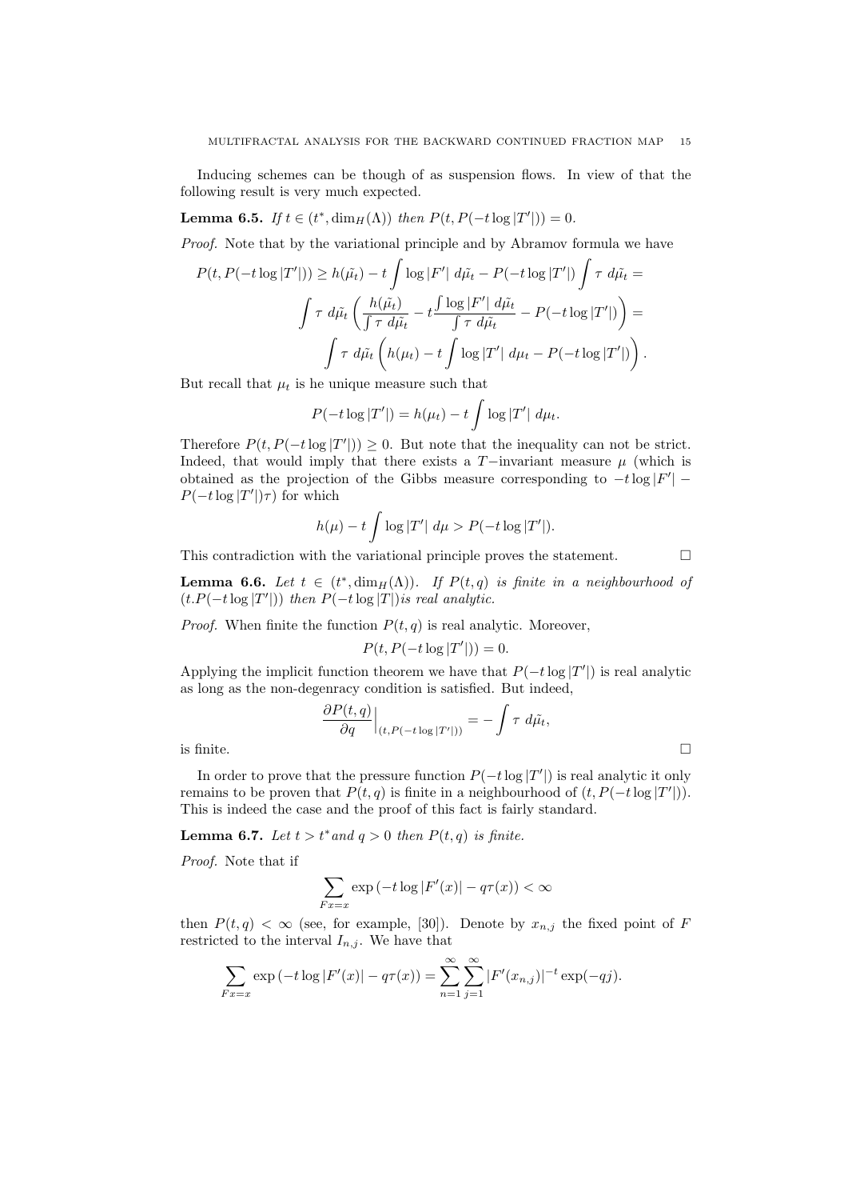Inducing schemes can be though of as suspension flows. In view of that the following result is very much expected.

**Lemma 6.5.** *If $t \in (t^*, \dim_H(\Lambda))$ then $P(t, P(-t \log |T'|)) = 0$.*

*Proof.* Note that by the variational principle and by Abramov formula we have

$$P(t, P(-t \log |T'|)) \geq h(\tilde{\mu_t}) - t \int \log |F'| \, d\tilde{\mu_t} - P(-t \log |T'|) \int \tau \, d\tilde{\mu_t} =$$

$$\int \tau \, d\tilde{\mu_t} \left( \frac{h(\tilde{\mu_t})}{\int \tau \, d\tilde{\mu_t}} - t \frac{\int \log |F'| \, d\tilde{\mu_t}}{\int \tau \, d\tilde{\mu_t}} - P(-t \log |T'|) \right) =$$

$$\int \tau \, d\tilde{\mu_t} \left( h(\mu_t) - t \int \log |T'| \, d\mu_t - P(-t \log |T'|) \right).$$

But recall that $\mu_t$ is he unique measure such that

$$P(-t \log |T'|) = h(\mu_t) - t \int \log |T'| \, d\mu_t.$$

Therefore $P(t, P(-t \log |T'|)) \geq 0$. But note that the inequality can not be strict. Indeed, that would imply that there exists a $T-$invariant measure $\mu$ (which is obtained as the projection of the Gibbs measure corresponding to $-t \log |F'| - P(-t \log |T'|)\tau$) for which

$$h(\mu) - t \int \log |T'| \, d\mu > P(-t \log |T'|).$$

This contradiction with the variational principle proves the statement. $\square$

**Lemma 6.6.** *Let $t \in (t^*, \dim_H(\Lambda))$. If $P(t, q)$ is finite in a neighbourhood of $(t.P(-t \log |T'|))$ then $P(-t \log |T|)$is real analytic.*

*Proof.* When finite the function $P(t, q)$ is real analytic. Moreover,

$$P(t, P(-t \log |T'|)) = 0.$$

Applying the implicit function theorem we have that $P(-t \log |T'|)$ is real analytic as long as the non-degenracy condition is satisfied. But indeed,

$$\frac{\partial P(t, q)}{\partial q}\Big|_{(t, P(-t \log |T'|))} = - \int \tau \, d\tilde{\mu_t},$$

is finite. $\square$

In order to prove that the pressure function $P(-t \log |T'|)$ is real analytic it only remains to be proven that $P(t, q)$ is finite in a neighbourhood of $(t, P(-t \log |T'|))$. This is indeed the case and the proof of this fact is fairly standard.

**Lemma 6.7.** *Let $t > t^*$and $q > 0$ then $P(t, q)$ is finite.*

*Proof.* Note that if

$$\sum_{Fx = x} \exp \left( -t \log |F'(x)| - q\tau(x) \right) < \infty$$

then $P(t, q) < \infty$ (see, for example, [30]). Denote by $x_{n,j}$ the fixed point of $F$ restricted to the interval $I_{n,j}$. We have that

$$\sum_{Fx = x} \exp \left( -t \log |F'(x)| - q\tau(x) \right) = \sum_{n=1}^{\infty} \sum_{j=1}^{\infty} |F'(x_{n,j})|^{-t} \exp(-qj).$$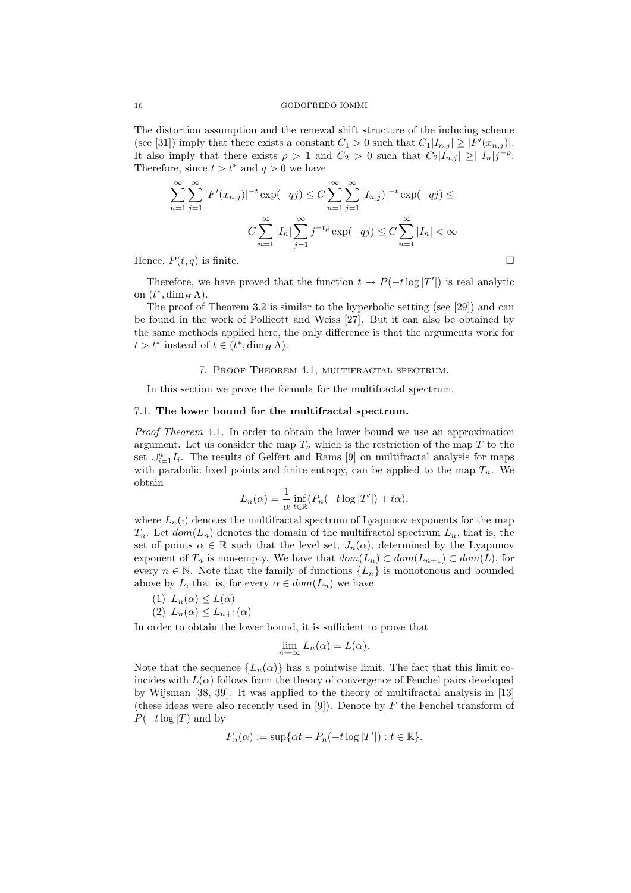The distortion assumption and the renewal shift structure of the inducing scheme (see [31]) imply that there exists a constant $C_1 > 0$ such that $C_1|I_{n,j}| \geq |F'(x_{n,j})|$. It also imply that there exists $\rho > 1$ and $C_2 > 0$ such that $C_2|I_{n,j}| \geq |\, I_n|j^{-\rho}$. Therefore, since $t > t^*$ and $q > 0$ we have

$$\sum_{n=1}^{\infty}\sum_{j=1}^{\infty} |F'(x_{n,j})|^{-t}\exp(-qj) \leq C\sum_{n=1}^{\infty}\sum_{j=1}^{\infty} |I_{n,j})|^{-t}\exp(-qj) \leq$$

$$C\sum_{n=1}^{\infty}|I_n|\sum_{j=1}^{\infty} j^{-t\rho}\exp(-qj) \leq C\sum_{n=1}^{\infty}|I_n| < \infty$$

Hence, $P(t,q)$ is finite. □

Therefore, we have proved that the function $t \to P(-t\log|T'|)$ is real analytic on $(t^*, \dim_H \Lambda)$.

The proof of Theorem 3.2 is similar to the hyperbolic setting (see [29]) and can be found in the work of Pollicott and Weiss [27]. But it can also be obtained by the same methods applied here, the only difference is that the arguments work for $t > t^*$ instead of $t \in (t^*, \dim_H \Lambda)$.

## 7. Proof Theorem 4.1, multifractal spectrum.

In this section we prove the formula for the multifractal spectrum.

### 7.1. The lower bound for the multifractal spectrum.

*Proof Theorem* 4.1. In order to obtain the lower bound we use an approximation argument. Let us consider the map $T_n$ which is the restriction of the map $T$ to the set $\cup_{i=1}^{n} I_i$. The results of Gelfert and Rams [9] on multifractal analysis for maps with parabolic fixed points and finite entropy, can be applied to the map $T_n$. We obtain

$$L_n(\alpha) = \frac{1}{\alpha}\inf_{t\in\mathbb{R}}(P_n(-t\log|T'|) + t\alpha),$$

where $L_n(\cdot)$ denotes the multifractal spectrum of Lyapunov exponents for the map $T_n$. Let $dom(L_n)$ denotes the domain of the multifractal spectrum $L_n$, that is, the set of points $\alpha \in \mathbb{R}$ such that the level set, $J_n(\alpha)$, determined by the Lyapunov exponent of $T_n$ is non-empty. We have that $dom(L_n) \subset dom(L_{n+1}) \subset dom(L)$, for every $n \in \mathbb{N}$. Note that the family of functions $\{L_n\}$ is monotonous and bounded above by $L$, that is, for every $\alpha \in dom(L_n)$ we have

(1) $L_n(\alpha) \leq L(\alpha)$
(2) $L_n(\alpha) \leq L_{n+1}(\alpha)$

In order to obtain the lower bound, it is sufficient to prove that

$$\lim_{n\to\infty} L_n(\alpha) = L(\alpha).$$

Note that the sequence $\{L_n(\alpha)\}$ has a pointwise limit. The fact that this limit coincides with $L(\alpha)$ follows from the theory of convergence of Fenchel pairs developed by Wijsman [38, 39]. It was applied to the theory of multifractal analysis in [13] (these ideas were also recently used in [9]). Denote by $F$ the Fenchel transform of $P(-t\log|T)$ and by

$$F_n(\alpha) := \sup\{\alpha t - P_n(-t\log|T'|) : t \in \mathbb{R}\}.$$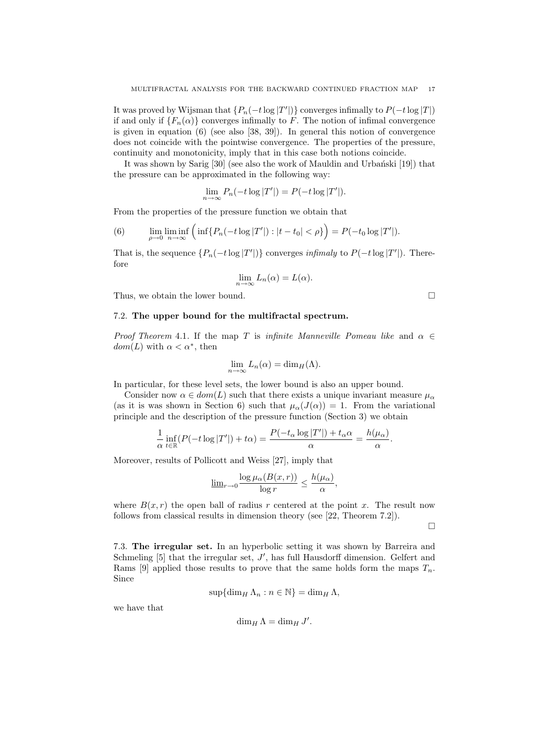It was proved by Wijsman that $\{P_n(-t\log|T'|)\}$ converges infimally to $P(-t\log|T|)$ if and only if $\{F_n(\alpha)\}$ converges infimally to $F$. The notion of infimal convergence is given in equation (6) (see also [38, 39]). In general this notion of convergence does not coincide with the pointwise convergence. The properties of the pressure, continuity and monotonicity, imply that in this case both notions coincide.

It was shown by Sarig [30] (see also the work of Mauldin and Urbański [19]) that the pressure can be approximated in the following way:

$$\lim_{n\to\infty} P_n(-t\log|T'|) = P(-t\log|T'|).$$

From the properties of the pressure function we obtain that

$$\lim_{\rho\to 0}\liminf_{n\to\infty}\Big(\inf\{P_n(-t\log|T'|) : |t-t_0|<\rho\}\Big) = P(-t_0\log|T'|). \tag{6}$$

That is, the sequence $\{P_n(-t\log|T'|)\}$ converges *infimaly* to $P(-t\log|T'|)$. Therefore

$$\lim_{n\to\infty} L_n(\alpha) = L(\alpha).$$

Thus, we obtain the lower bound. □

### 7.2. **The upper bound for the multifractal spectrum.**

*Proof Theorem* 4.1. If the map $T$ is *infinite Manneville Pomeau like* and $\alpha \in dom(L)$ with $\alpha < \alpha^*$, then

$$\lim_{n\to\infty} L_n(\alpha) = \dim_H(\Lambda).$$

In particular, for these level sets, the lower bound is also an upper bound.

Consider now $\alpha \in dom(L)$ such that there exists a unique invariant measure $\mu_\alpha$ (as it is was shown in Section 6) such that $\mu_\alpha(J(\alpha)) = 1$. From the variational principle and the description of the pressure function (Section 3) we obtain

$$\frac{1}{\alpha}\inf_{t\in\mathbb{R}}(P(-t\log|T'|)+t\alpha) = \frac{P(-t_\alpha\log|T'|)+t_\alpha\alpha}{\alpha} = \frac{h(\mu_\alpha)}{\alpha}.$$

Moreover, results of Pollicott and Weiss [27], imply that

$$\underline{\lim}_{r\to 0}\frac{\log\mu_\alpha(B(x,r))}{\log r} \leq \frac{h(\mu_\alpha)}{\alpha},$$

where $B(x,r)$ the open ball of radius $r$ centered at the point $x$. The result now follows from classical results in dimension theory (see [22, Theorem 7.2]).

□

7.3. **The irregular set.** In an hyperbolic setting it was shown by Barreira and Schmeling [5] that the irregular set, $J'$, has full Hausdorff dimension. Gelfert and Rams [9] applied those results to prove that the same holds form the maps $T_n$. Since

$$\sup\{\dim_H \Lambda_n : n\in\mathbb{N}\} = \dim_H \Lambda,$$

we have that

$$\dim_H \Lambda = \dim_H J'.$$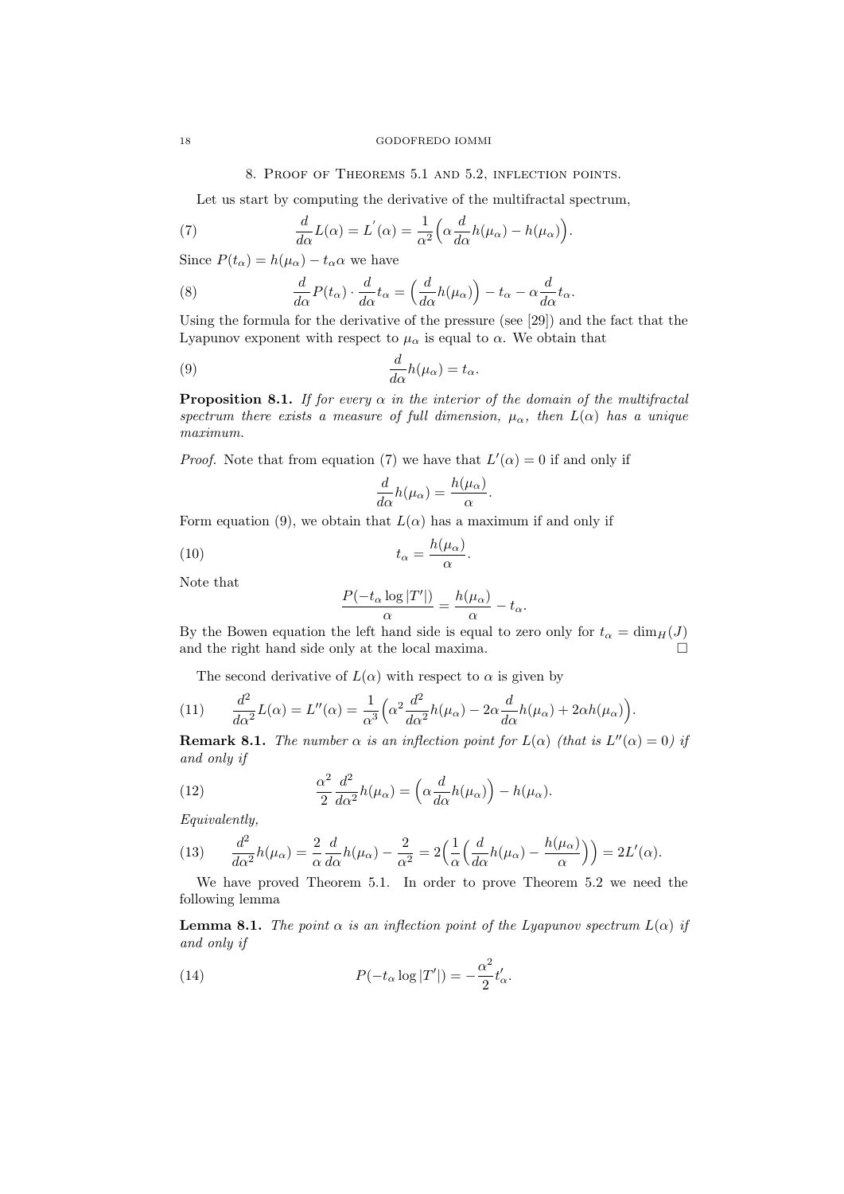## 8. Proof of Theorems 5.1 and 5.2, inflection points.

Let us start by computing the derivative of the multifractal spectrum,

$$\frac{d}{d\alpha}L(\alpha) = L^{'}(\alpha) = \frac{1}{\alpha^2}\Big(\alpha \frac{d}{d\alpha}h(\mu_\alpha) - h(\mu_\alpha)\Big). \tag{7}$$

Since $P(t_\alpha) = h(\mu_\alpha) - t_\alpha \alpha$ we have

$$\frac{d}{d\alpha}P(t_\alpha)\cdot\frac{d}{d\alpha}t_\alpha = \Big(\frac{d}{d\alpha}h(\mu_\alpha)\Big) - t_\alpha - \alpha\frac{d}{d\alpha}t_\alpha. \tag{8}$$

Using the formula for the derivative of the pressure (see [29]) and the fact that the Lyapunov exponent with respect to $\mu_\alpha$ is equal to $\alpha$. We obtain that

$$\frac{d}{d\alpha}h(\mu_\alpha) = t_\alpha. \tag{9}$$

**Proposition 8.1.** *If for every $\alpha$ in the interior of the domain of the multifractal spectrum there exists a measure of full dimension, $\mu_\alpha$, then $L(\alpha)$ has a unique maximum.*

*Proof.* Note that from equation (7) we have that $L'(\alpha) = 0$ if and only if

$$\frac{d}{d\alpha}h(\mu_\alpha) = \frac{h(\mu_\alpha)}{\alpha}.$$

Form equation (9), we obtain that $L(\alpha)$ has a maximum if and only if

$$t_\alpha = \frac{h(\mu_\alpha)}{\alpha}. \tag{10}$$

Note that

$$\frac{P(-t_\alpha \log|T'|)}{\alpha} = \frac{h(\mu_\alpha)}{\alpha} - t_\alpha.$$

By the Bowen equation the left hand side is equal to zero only for $t_\alpha = \dim_H(J)$ and the right hand side only at the local maxima. □

The second derivative of $L(\alpha)$ with respect to $\alpha$ is given by

$$\frac{d^2}{d\alpha^2}L(\alpha) = L''(\alpha) = \frac{1}{\alpha^3}\Big(\alpha^2\frac{d^2}{d\alpha^2}h(\mu_\alpha) - 2\alpha\frac{d}{d\alpha}h(\mu_\alpha) + 2\alpha h(\mu_\alpha)\Big). \tag{11}$$

**Remark 8.1.** *The number $\alpha$ is an inflection point for $L(\alpha)$ (that is $L''(\alpha) = 0$) if and only if*

$$\frac{\alpha^2}{2}\frac{d^2}{d\alpha^2}h(\mu_\alpha) = \Big(\alpha\frac{d}{d\alpha}h(\mu_\alpha)\Big) - h(\mu_\alpha). \tag{12}$$

*Equivalently,*

$$\frac{d^2}{d\alpha^2}h(\mu_\alpha) = \frac{2}{\alpha}\frac{d}{d\alpha}h(\mu_\alpha) - \frac{2}{\alpha^2} = 2\Big(\frac{1}{\alpha}\Big(\frac{d}{d\alpha}h(\mu_\alpha) - \frac{h(\mu_\alpha)}{\alpha}\Big)\Big) = 2L'(\alpha). \tag{13}$$

We have proved Theorem 5.1. In order to prove Theorem 5.2 we need the following lemma

**Lemma 8.1.** *The point $\alpha$ is an inflection point of the Lyapunov spectrum $L(\alpha)$ if and only if*

$$P(-t_\alpha \log|T'|) = -\frac{\alpha^2}{2}t'_\alpha. \tag{14}$$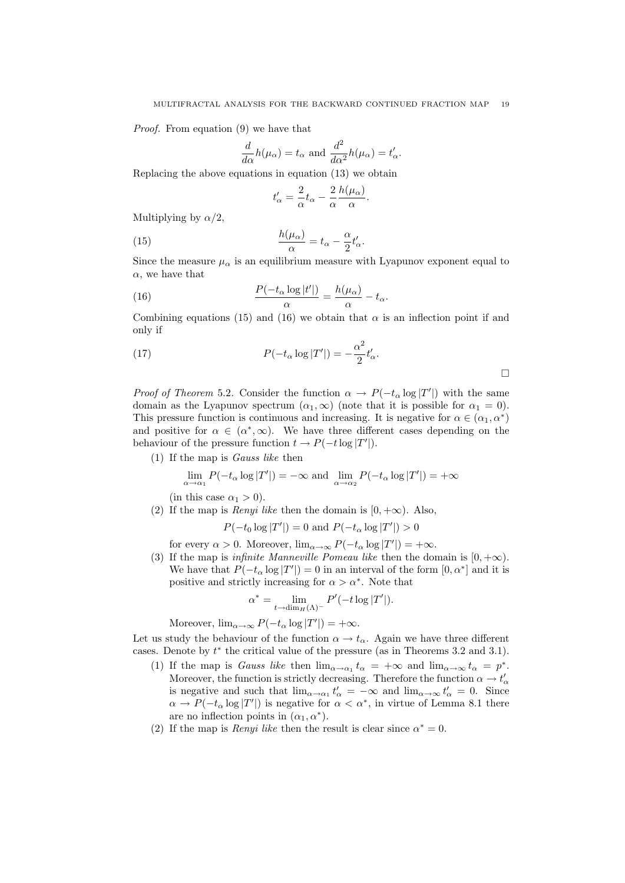*Proof.* From equation (9) we have that

$$\frac{d}{d\alpha}h(\mu_\alpha) = t_\alpha \text{ and } \frac{d^2}{d\alpha^2}h(\mu_\alpha) = t'_\alpha.$$

Replacing the above equations in equation (13) we obtain

$$t'_\alpha = \frac{2}{\alpha}t_\alpha - \frac{2}{\alpha}\frac{h(\mu_\alpha)}{\alpha}.$$

Multiplying by $\alpha/2$,

$$\frac{h(\mu_\alpha)}{\alpha} = t_\alpha - \frac{\alpha}{2}t'_\alpha. \tag{15}$$

Since the measure $\mu_\alpha$ is an equilibrium measure with Lyapunov exponent equal to $\alpha$, we have that

$$\frac{P(-t_\alpha \log |t'|)}{\alpha} = \frac{h(\mu_\alpha)}{\alpha} - t_\alpha. \tag{16}$$

Combining equations (15) and (16) we obtain that $\alpha$ is an inflection point if and only if

$$P(-t_\alpha \log |T'|) = -\frac{\alpha^2}{2}t'_\alpha. \tag{17}$$

□

*Proof of Theorem* 5.2. Consider the function $\alpha \to P(-t_\alpha \log |T'|)$ with the same domain as the Lyapunov spectrum $(\alpha_1, \infty)$ (note that it is possible for $\alpha_1 = 0$). This pressure function is continuous and increasing. It is negative for $\alpha \in (\alpha_1, \alpha^*)$ and positive for $\alpha \in (\alpha^*, \infty)$. We have three different cases depending on the behaviour of the pressure function $t \to P(-t \log |T'|)$.

1. If the map is *Gauss like* then

$$\lim_{\alpha \to \alpha_1} P(-t_\alpha \log |T'|) = -\infty \text{ and } \lim_{\alpha \to \alpha_2} P(-t_\alpha \log |T'|) = +\infty$$

(in this case $\alpha_1 > 0$).

2. If the map is *Renyi like* then the domain is $[0, +\infty)$. Also,

$$P(-t_0 \log |T'|) = 0 \text{ and } P(-t_\alpha \log |T'|) > 0$$

for every $\alpha > 0$. Moreover, $\lim_{\alpha \to \infty} P(-t_\alpha \log |T'|) = +\infty$.

3. If the map is *infinite Manneville Pomeau like* then the domain is $[0, +\infty)$. We have that $P(-t_\alpha \log |T'|) = 0$ in an interval of the form $[0, \alpha^*]$ and it is positive and strictly increasing for $\alpha > \alpha^*$. Note that

$$\alpha^* = \lim_{t \to \dim_H(\Lambda)^-} P'(-t \log |T'|).$$

Moreover, $\lim_{\alpha \to \infty} P(-t_\alpha \log |T'|) = +\infty$.

Let us study the behaviour of the function $\alpha \to t_\alpha$. Again we have three different cases. Denote by $t^*$ the critical value of the pressure (as in Theorems 3.2 and 3.1).

1. If the map is *Gauss like* then $\lim_{\alpha \to \alpha_1} t_\alpha = +\infty$ and $\lim_{\alpha \to \infty} t_\alpha = p^*$. Moreover, the function is strictly decreasing. Therefore the function $\alpha \to t'_\alpha$ is negative and such that $\lim_{\alpha \to \alpha_1} t'_\alpha = -\infty$ and $\lim_{\alpha \to \infty} t'_\alpha = 0$. Since $\alpha \to P(-t_\alpha \log |T'|)$ is negative for $\alpha < \alpha^*$, in virtue of Lemma 8.1 there are no inflection points in $(\alpha_1, \alpha^*)$.
2. If the map is *Renyi like* then the result is clear since $\alpha^* = 0$.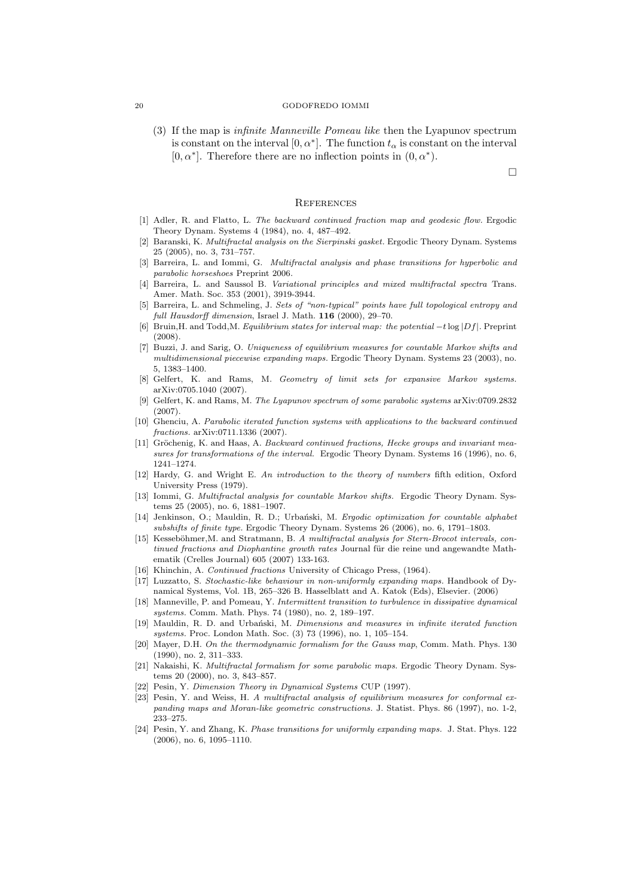(3) If the map is *infinite Manneville Pomeau like* then the Lyapunov spectrum is constant on the interval $[0, \alpha^*]$. The function $t_\alpha$ is constant on the interval $[0, \alpha^*]$. Therefore there are no inflection points in $(0, \alpha^*)$.

□

## References

[1] Adler, R. and Flatto, L. *The backward continued fraction map and geodesic flow.* Ergodic Theory Dynam. Systems 4 (1984), no. 4, 487–492.

[2] Baranski, K. *Multifractal analysis on the Sierpinski gasket.* Ergodic Theory Dynam. Systems 25 (2005), no. 3, 731–757.

[3] Barreira, L. and Iommi, G. *Multifractal analysis and phase transitions for hyperbolic and parabolic horseshoes* Preprint 2006.

[4] Barreira, L. and Saussol B. *Variational principles and mixed multifractal spectra* Trans. Amer. Math. Soc. 353 (2001), 3919-3944.

[5] Barreira, L. and Schmeling, J. *Sets of "non-typical" points have full topological entropy and full Hausdorff dimension*, Israel J. Math. **116** (2000), 29–70.

[6] Bruin,H. and Todd,M. *Equilibrium states for interval map: the potential $-t \log |Df|$.* Preprint (2008).

[7] Buzzi, J. and Sarig, O. *Uniqueness of equilibrium measures for countable Markov shifts and multidimensional piecewise expanding maps.* Ergodic Theory Dynam. Systems 23 (2003), no. 5, 1383–1400.

[8] Gelfert, K. and Rams, M. *Geometry of limit sets for expansive Markov systems.* arXiv:0705.1040 (2007).

[9] Gelfert, K. and Rams, M. *The Lyapunov spectrum of some parabolic systems* arXiv:0709.2832 (2007).

[10] Ghenciu, A. *Parabolic iterated function systems with applications to the backward continued fractions.* arXiv:0711.1336 (2007).

[11] Gröchenig, K. and Haas, A. *Backward continued fractions, Hecke groups and invariant measures for transformations of the interval.* Ergodic Theory Dynam. Systems 16 (1996), no. 6, 1241–1274.

[12] Hardy, G. and Wright E. *An introduction to the theory of numbers* fifth edition, Oxford University Press (1979).

[13] Iommi, G. *Multifractal analysis for countable Markov shifts.* Ergodic Theory Dynam. Systems 25 (2005), no. 6, 1881–1907.

[14] Jenkinson, O.; Mauldin, R. D.; Urbański, M. *Ergodic optimization for countable alphabet subshifts of finite type.* Ergodic Theory Dynam. Systems 26 (2006), no. 6, 1791–1803.

[15] Kesseböhmer,M. and Stratmann, B. *A multifractal analysis for Stern-Brocot intervals, continued fractions and Diophantine growth rates* Journal für die reine und angewandte Mathematik (Crelles Journal) 605 (2007) 133-163.

[16] Khinchin, A. *Continued fractions* University of Chicago Press, (1964).

[17] Luzzatto, S. *Stochastic-like behaviour in non-uniformly expanding maps.* Handbook of Dynamical Systems, Vol. 1B, 265–326 B. Hasselblatt and A. Katok (Eds), Elsevier. (2006)

[18] Manneville, P. and Pomeau, Y. *Intermittent transition to turbulence in dissipative dynamical systems.* Comm. Math. Phys. 74 (1980), no. 2, 189–197.

[19] Mauldin, R. D. and Urbański, M. *Dimensions and measures in infinite iterated function systems.* Proc. London Math. Soc. (3) 73 (1996), no. 1, 105–154.

[20] Mayer, D.H. *On the thermodynamic formalism for the Gauss map*, Comm. Math. Phys. 130 (1990), no. 2, 311–333.

[21] Nakaishi, K. *Multifractal formalism for some parabolic maps.* Ergodic Theory Dynam. Systems 20 (2000), no. 3, 843–857.

[22] Pesin, Y. *Dimension Theory in Dynamical Systems* CUP (1997).

[23] Pesin, Y. and Weiss, H. *A multifractal analysis of equilibrium measures for conformal expanding maps and Moran-like geometric constructions.* J. Statist. Phys. 86 (1997), no. 1-2, 233–275.

[24] Pesin, Y. and Zhang, K. *Phase transitions for uniformly expanding maps.* J. Stat. Phys. 122 (2006), no. 6, 1095–1110.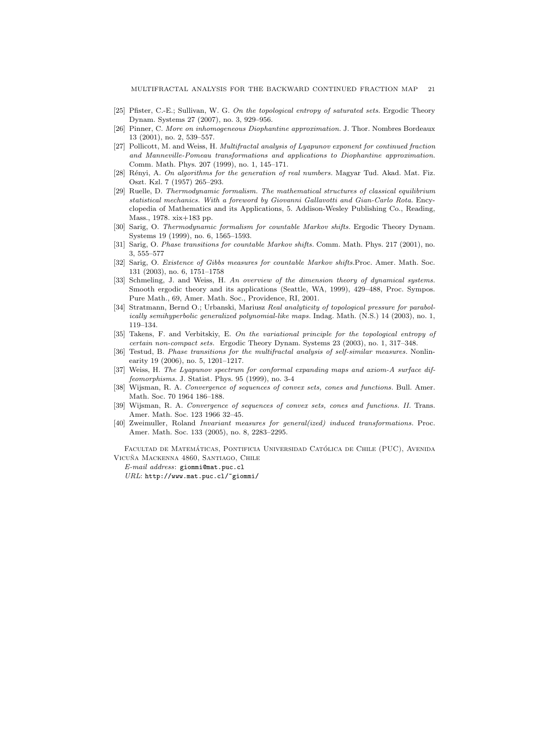[25] Pfister, C.-E.; Sullivan, W. G. *On the topological entropy of saturated sets.* Ergodic Theory Dynam. Systems 27 (2007), no. 3, 929–956.

[26] Pinner, C. *More on inhomogeneous Diophantine approximation.* J. Thor. Nombres Bordeaux 13 (2001), no. 2, 539–557.

[27] Pollicott, M. and Weiss, H. *Multifractal analysis of Lyapunov exponent for continued fraction and Manneville-Pomeau transformations and applications to Diophantine approximation.* Comm. Math. Phys. 207 (1999), no. 1, 145–171.

[28] Rényi, A. *On algorithms for the generation of real numbers.* Magyar Tud. Akad. Mat. Fiz. Oszt. Kzl. 7 (1957) 265–293.

[29] Ruelle, D. *Thermodynamic formalism. The mathematical structures of classical equilibrium statistical mechanics. With a foreword by Giovanni Gallavotti and Gian-Carlo Rota.* Encyclopedia of Mathematics and its Applications, 5. Addison-Wesley Publishing Co., Reading, Mass., 1978. xix+183 pp.

[30] Sarig, O. *Thermodynamic formalism for countable Markov shifts.* Ergodic Theory Dynam. Systems 19 (1999), no. 6, 1565–1593.

[31] Sarig, O. *Phase transitions for countable Markov shifts.* Comm. Math. Phys. 217 (2001), no. 3, 555–577

[32] Sarig, O. *Existence of Gibbs measures for countable Markov shifts.*Proc. Amer. Math. Soc. 131 (2003), no. 6, 1751–1758

[33] Schmeling, J. and Weiss, H. *An overview of the dimension theory of dynamical systems.* Smooth ergodic theory and its applications (Seattle, WA, 1999), 429–488, Proc. Sympos. Pure Math., 69, Amer. Math. Soc., Providence, RI, 2001.

[34] Stratmann, Bernd O.; Urbanski, Mariusz *Real analyticity of topological pressure for parabolically semihyperbolic generalized polynomial-like maps.* Indag. Math. (N.S.) 14 (2003), no. 1, 119–134.

[35] Takens, F. and Verbitskiy, E. *On the variational principle for the topological entropy of certain non-compact sets.* Ergodic Theory Dynam. Systems 23 (2003), no. 1, 317–348.

[36] Testud, B. *Phase transitions for the multifractal analysis of self-similar measures.* Nonlinearity 19 (2006), no. 5, 1201–1217.

[37] Weiss, H. *The Lyapunov spectrum for conformal expanding maps and axiom-A surface diffeomorphisms.* J. Statist. Phys. 95 (1999), no. 3-4

[38] Wijsman, R. A. *Convergence of sequences of convex sets, cones and functions.* Bull. Amer. Math. Soc. 70 1964 186–188.

[39] Wijsman, R. A. *Convergence of sequences of convex sets, cones and functions. II.* Trans. Amer. Math. Soc. 123 1966 32–45.

[40] Zweimuller, Roland *Invariant measures for general(ized) induced transformations.* Proc. Amer. Math. Soc. 133 (2005), no. 8, 2283–2295.

Facultad de Matemáticas, Pontificia Universidad Católica de Chile (PUC), Avenida Vicuña Mackenna 4860, Santiago, Chile

*E-mail address*: giommi@mat.puc.cl

*URL*: http://www.mat.puc.cl/~giommi/